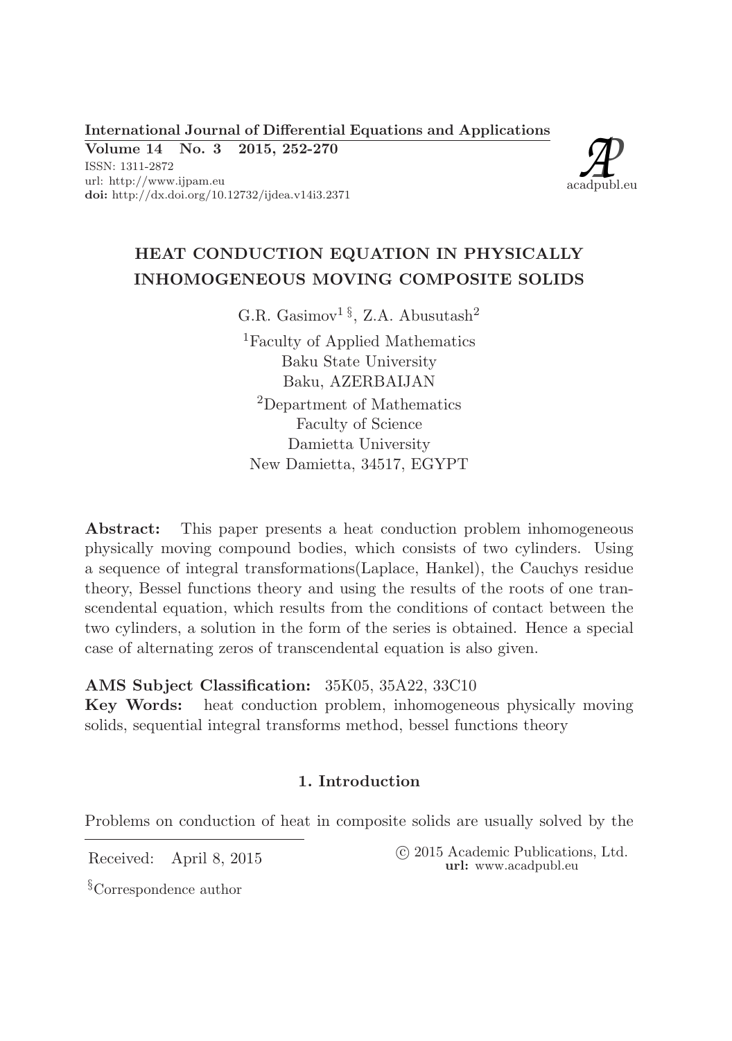International Journal of Differential Equations and Applications
Volume 14 No. 3 2015, 252-270
ISSN: 1311-2872
url: http://www.ijpam.eu
doi: http://dx.doi.org/10.12732/ijdea.v14i3.2371

# HEAT CONDUCTION EQUATION IN PHYSICALLY INHOMOGENEOUS MOVING COMPOSITE SOLIDS

G.R. Gasimov[1 §], Z.A. Abusutash[2]

[1]Faculty of Applied Mathematics
Baku State University
Baku, AZERBAIJAN

[2]Department of Mathematics
Faculty of Science
Damietta University
New Damietta, 34517, EGYPT

**Abstract:** This paper presents a heat conduction problem inhomogeneous physically moving compound bodies, which consists of two cylinders. Using a sequence of integral transformations(Laplace, Hankel), the Cauchys residue theory, Bessel functions theory and using the results of the roots of one transcendental equation, which results from the conditions of contact between the two cylinders, a solution in the form of the series is obtained. Hence a special case of alternating zeros of transcendental equation is also given.

**AMS Subject Classification:** 35K05, 35A22, 33C10

**Key Words:** heat conduction problem, inhomogeneous physically moving solids, sequential integral transforms method, bessel functions theory

## 1. Introduction

Problems on conduction of heat in composite solids are usually solved by the

Received: April 8, 2015

© 2015 Academic Publications, Ltd.
url: www.acadpubl.eu

[§]Correspondence author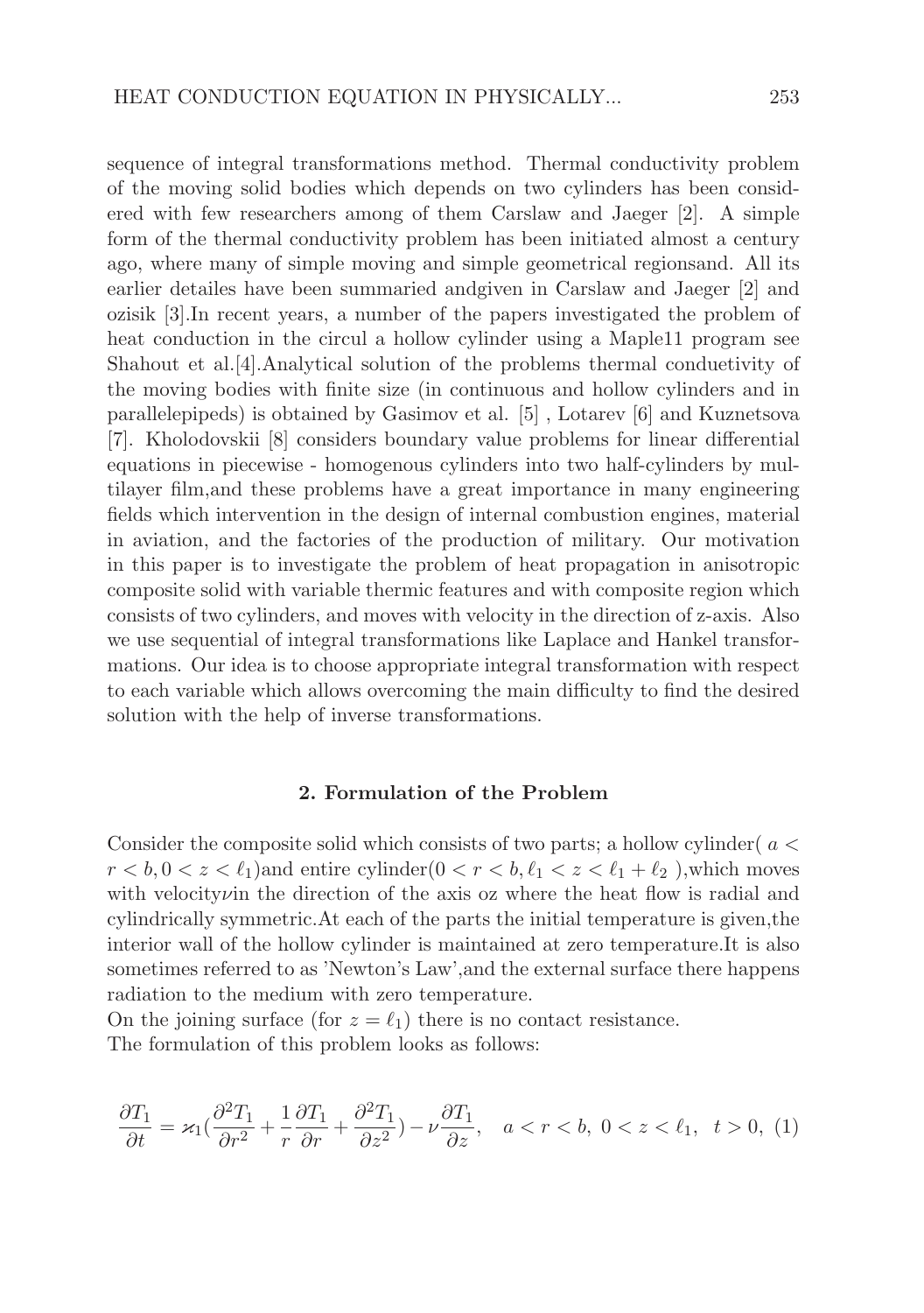sequence of integral transformations method. Thermal conductivity problem of the moving solid bodies which depends on two cylinders has been considered with few researchers among of them Carslaw and Jaeger [2]. A simple form of the thermal conductivity problem has been initiated almost a century ago, where many of simple moving and simple geometrical regionsand. All its earlier detailes have been summaried andgiven in Carslaw and Jaeger [2] and ozisik [3].In recent years, a number of the papers investigated the problem of heat conduction in the circul a hollow cylinder using a Maple11 program see Shahout et al.[4].Analytical solution of the problems thermal conduetivity of the moving bodies with finite size (in continuous and hollow cylinders and in parallelepipeds) is obtained by Gasimov et al. [5] , Lotarev [6] and Kuznetsova [7]. Kholodovskii [8] considers boundary value problems for linear differential equations in piecewise - homogenous cylinders into two half-cylinders by multilayer film,and these problems have a great importance in many engineering fields which intervention in the design of internal combustion engines, material in aviation, and the factories of the production of military. Our motivation in this paper is to investigate the problem of heat propagation in anisotropic composite solid with variable thermic features and with composite region which consists of two cylinders, and moves with velocity in the direction of z-axis. Also we use sequential of integral transformations like Laplace and Hankel transformations. Our idea is to choose appropriate integral transformation with respect to each variable which allows overcoming the main difficulty to find the desired solution with the help of inverse transformations.

## 2. Formulation of the Problem

Consider the composite solid which consists of two parts; a hollow cylinder( $a < r < b, 0 < z < \ell_1$)and entire cylinder($0 < r < b, \ell_1 < z < \ell_1 + \ell_2$ ),which moves with velocity$\nu$in the direction of the axis oz where the heat flow is radial and cylindrically symmetric.At each of the parts the initial temperature is given,the interior wall of the hollow cylinder is maintained at zero temperature.It is also sometimes referred to as 'Newton's Law',and the external surface there happens radiation to the medium with zero temperature.

On the joining surface (for $z = \ell_1$) there is no contact resistance.

The formulation of this problem looks as follows:

$$\frac{\partial T_1}{\partial t} = \varkappa_1 \left(\frac{\partial^2 T_1}{\partial r^2} + \frac{1}{r}\frac{\partial T_1}{\partial r} + \frac{\partial^2 T_1}{\partial z^2}\right) - \nu \frac{\partial T_1}{\partial z}, \quad a < r < b,\ 0 < z < \ell_1,\ \ t > 0, \ (1)$$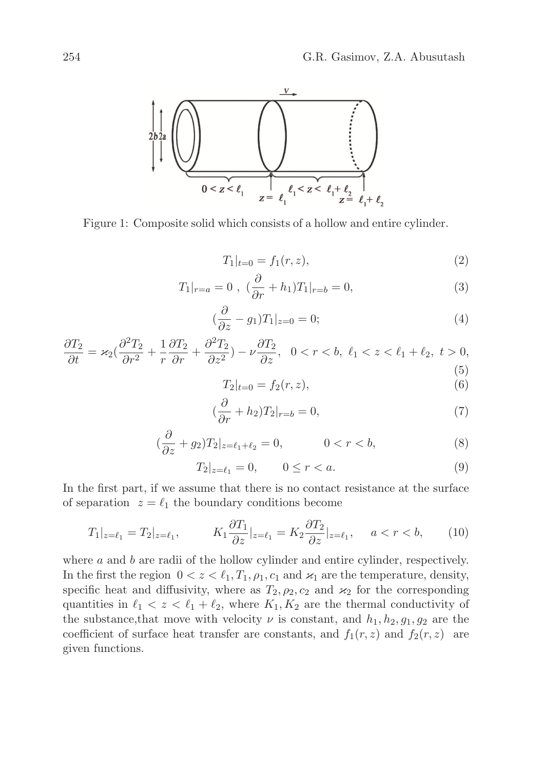Figure 1: Composite solid which consists of a hollow and entire cylinder.

$$T_1|_{t=0} = f_1(r, z), \tag{2}$$

$$T_1|_{r=a} = 0 \ , \ (\frac{\partial}{\partial r} + h_1)T_1|_{r=b} = 0, \tag{3}$$

$$(\frac{\partial}{\partial z} - g_1)T_1|_{z=0} = 0; \tag{4}$$

$$\frac{\partial T_2}{\partial t} = \varkappa_2(\frac{\partial^2 T_2}{\partial r^2} + \frac{1}{r}\frac{\partial T_2}{\partial r} + \frac{\partial^2 T_2}{\partial z^2}) - \nu\frac{\partial T_2}{\partial z}, \quad 0 < r < b, \ \ell_1 < z < \ell_1 + \ell_2, \ t > 0, \tag{5}$$

$$T_2|_{t=0} = f_2(r, z), \tag{6}$$

$$(\frac{\partial}{\partial r} + h_2)T_2|_{r=b} = 0, \tag{7}$$

$$(\frac{\partial}{\partial z} + g_2)T_2|_{z=\ell_1+\ell_2} = 0, \qquad 0 < r < b, \tag{8}$$

$$T_2|_{z=\ell_1} = 0, \qquad 0 \le r < a. \tag{9}$$

In the first part, if we assume that there is no contact resistance at the surface of separation $z = \ell_1$ the boundary conditions become

$$T_1|_{z=\ell_1} = T_2|_{z=\ell_1}, \qquad K_1\frac{\partial T_1}{\partial z}|_{z=\ell_1} = K_2\frac{\partial T_2}{\partial z}|_{z=\ell_1}, \quad a < r < b, \tag{10}$$

where $a$ and $b$ are radii of the hollow cylinder and entire cylinder, respectively. In the first the region $0 < z < \ell_1, T_1, \rho_1, c_1$ and $\varkappa_1$ are the temperature, density, specific heat and diffusivity, where as $T_2, \rho_2, c_2$ and $\varkappa_2$ for the corresponding quantities in $\ell_1 < z < \ell_1 + \ell_2$, where $K_1, K_2$ are the thermal conductivity of the substance,that move with velocity $\nu$ is constant, and $h_1, h_2, g_1, g_2$ are the coefficient of surface heat transfer are constants, and $f_1(r, z)$ and $f_2(r, z)$ are given functions.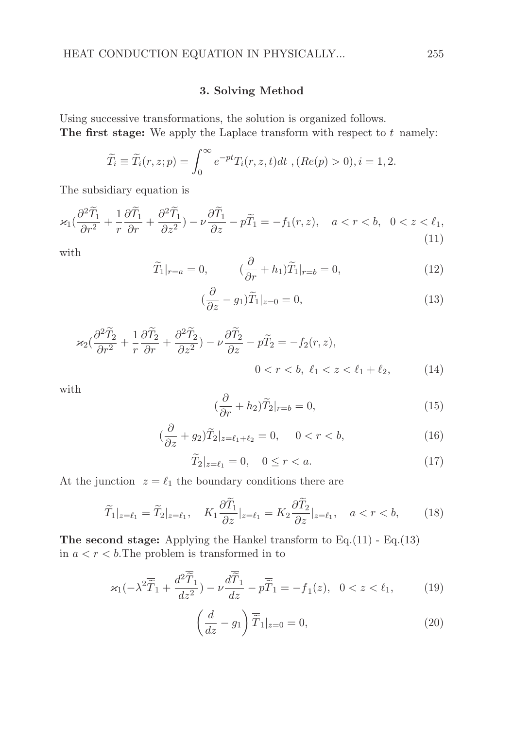### 3. Solving Method

Using successive transformations, the solution is organized follows.

**The first stage:** We apply the Laplace transform with respect to $t$ namely:

$$\widetilde{T}_i \equiv \widetilde{T}_i(r,z;p) = \int_0^\infty e^{-pt} T_i(r,z,t)dt \ , (Re(p) > 0), i = 1,2.$$

The subsidiary equation is

$$\varkappa_1\left(\frac{\partial^2 \widetilde{T}_1}{\partial r^2} + \frac{1}{r}\frac{\partial \widetilde{T}_1}{\partial r} + \frac{\partial^2 \widetilde{T}_1}{\partial z^2}\right) - \nu \frac{\partial \widetilde{T}_1}{\partial z} - p\widetilde{T}_1 = -f_1(r,z), \quad a < r < b, \quad 0 < z < \ell_1, \tag{11}$$

with

$$\widetilde{T}_1|_{r=a} = 0, \qquad \left(\frac{\partial}{\partial r} + h_1\right)\widetilde{T}_1|_{r=b} = 0, \tag{12}$$

$$\left(\frac{\partial}{\partial z} - g_1\right)\widetilde{T}_1|_{z=0} = 0, \tag{13}$$

$$\varkappa_2\left(\frac{\partial^2 \widetilde{T}_2}{\partial r^2} + \frac{1}{r}\frac{\partial \widetilde{T}_2}{\partial r} + \frac{\partial^2 \widetilde{T}_2}{\partial z^2}\right) - \nu \frac{\partial \widetilde{T}_2}{\partial z} - p\widetilde{T}_2 = -f_2(r,z),$$
$$0 < r < b, \ \ell_1 < z < \ell_1 + \ell_2, \tag{14}$$

with

$$\left(\frac{\partial}{\partial r} + h_2\right)\widetilde{T}_2|_{r=b} = 0, \tag{15}$$

$$\left(\frac{\partial}{\partial z} + g_2\right)\widetilde{T}_2|_{z=\ell_1+\ell_2} = 0, \quad 0 < r < b, \tag{16}$$

$$\widetilde{T}_2|_{z=\ell_1} = 0, \quad 0 \le r < a. \tag{17}$$

At the junction $z = \ell_1$ the boundary conditions there are

$$\widetilde{T}_1|_{z=\ell_1} = \widetilde{T}_2|_{z=\ell_1}, \quad K_1 \frac{\partial \widetilde{T}_1}{\partial z}|_{z=\ell_1} = K_2 \frac{\partial \widetilde{T}_2}{\partial z}|_{z=\ell_1}, \quad a < r < b, \tag{18}$$

**The second stage:** Applying the Hankel transform to Eq.(11) - Eq.(13) in $a < r < b$.The problem is transformed in to

$$\varkappa_1\left(-\lambda^2 \overline{\widetilde{T}}_1 + \frac{d^2 \overline{\widetilde{T}}_1}{dz^2}\right) - \nu \frac{d\overline{\widetilde{T}}_1}{dz} - p\overline{\widetilde{T}}_1 = -\overline{f}_1(z), \quad 0 < z < \ell_1, \tag{19}$$

$$\left(\frac{d}{dz} - g_1\right)\overline{\widetilde{T}}_1|_{z=0} = 0, \tag{20}$$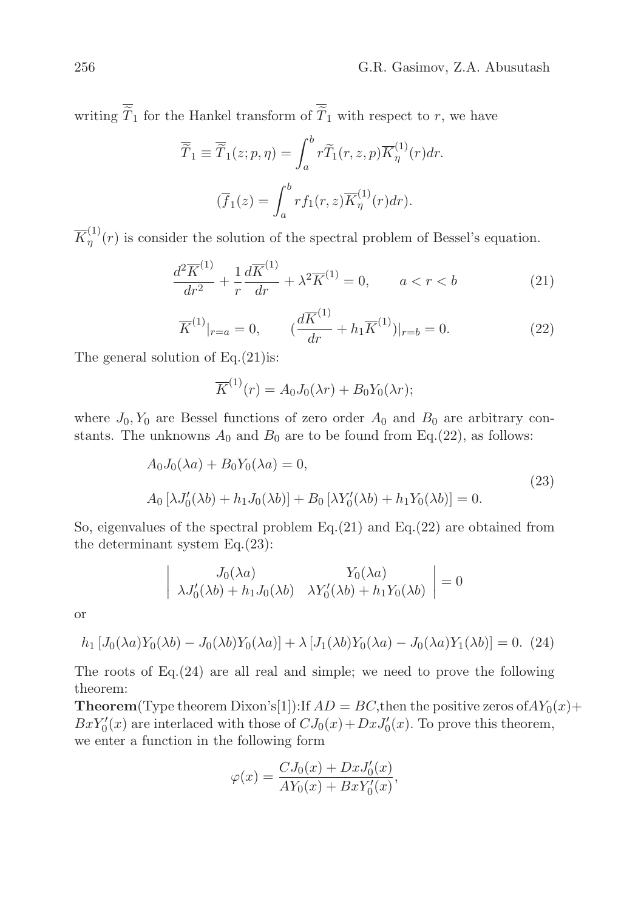writing $\overline{\widetilde{T}}_1$ for the Hankel transform of $\overline{\widetilde{T}}_1$ with respect to $r$, we have

$$\overline{\overline{\widetilde{T}}}_1 \equiv \overline{\widetilde{T}}_1(z;p,\eta) = \int_a^b r\widetilde{T}_1(r,z,p)\overline{K}_\eta^{(1)}(r)dr.$$

$$(\overline{f}_1(z) = \int_a^b rf_1(r,z)\overline{K}_\eta^{(1)}(r)dr).$$

$\overline{K}_\eta^{(1)}(r)$ is consider the solution of the spectral problem of Bessel's equation.

$$\frac{d^2\overline{K}^{(1)}}{dr^2} + \frac{1}{r}\frac{d\overline{K}^{(1)}}{dr} + \lambda^2\overline{K}^{(1)} = 0, \qquad a < r < b \tag{21}$$

$$\overline{K}^{(1)}|_{r=a} = 0, \qquad (\frac{d\overline{K}^{(1)}}{dr} + h_1\overline{K}^{(1)})|_{r=b} = 0. \tag{22}$$

The general solution of Eq.(21)is:

$$\overline{K}^{(1)}(r) = A_0J_0(\lambda r) + B_0Y_0(\lambda r);$$

where $J_0, Y_0$ are Bessel functions of zero order $A_0$ and $B_0$ are arbitrary constants. The unknowns $A_0$ and $B_0$ are to be found from Eq.(22), as follows:

$$\begin{aligned} &A_0J_0(\lambda a) + B_0Y_0(\lambda a) = 0, \\ &A_0\left[\lambda J_0'(\lambda b) + h_1J_0(\lambda b)\right] + B_0\left[\lambda Y_0'(\lambda b) + h_1Y_0(\lambda b)\right] = 0. \end{aligned} \tag{23}$$

So, eigenvalues of the spectral problem Eq.(21) and Eq.(22) are obtained from the determinant system Eq.(23):

$$\begin{vmatrix} J_0(\lambda a) & Y_0(\lambda a) \\ \lambda J_0'(\lambda b) + h_1J_0(\lambda b) & \lambda Y_0'(\lambda b) + h_1Y_0(\lambda b) \end{vmatrix} = 0$$

or

$$h_1\left[J_0(\lambda a)Y_0(\lambda b) - J_0(\lambda b)Y_0(\lambda a)\right] + \lambda\left[J_1(\lambda b)Y_0(\lambda a) - J_0(\lambda a)Y_1(\lambda b)\right] = 0. \tag{24}$$

The roots of Eq.(24) are all real and simple; we need to prove the following theorem:

**Theorem**(Type theorem Dixon's[1]):If $AD = BC$,then the positive zeros of$AY_0(x) + BxY_0'(x)$ are interlaced with those of $CJ_0(x) + DxJ_0'(x)$. To prove this theorem, we enter a function in the following form

$$\varphi(x) = \frac{CJ_0(x) + DxJ_0'(x)}{AY_0(x) + BxY_0'(x)},$$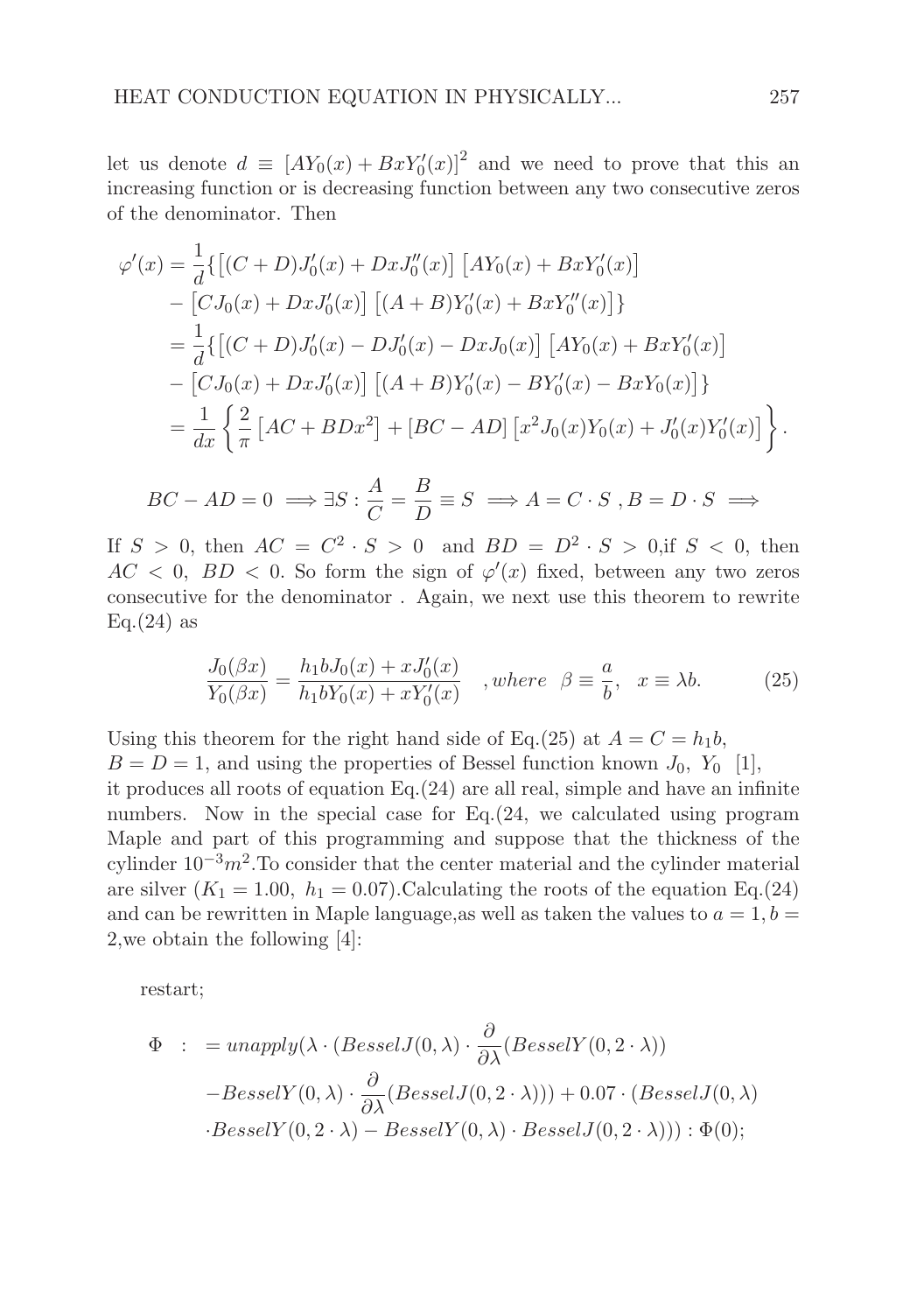let us denote $d \equiv [AY_0(x) + BxY_0'(x)]^2$ and we need to prove that this an increasing function or is decreasing function between any two consecutive zeros of the denominator. Then

$$
\begin{aligned}
\varphi'(x) &= \frac{1}{d}\{\left[(C+D)J_0'(x) + DxJ_0''(x)\right]\left[AY_0(x) + BxY_0'(x)\right] \\
&- \left[CJ_0(x) + DxJ_0'(x)\right]\left[(A+B)Y_0'(x) + BxY_0''(x)\right]\} \\
&= \frac{1}{d}\{\left[(C+D)J_0'(x) - DJ_0'(x) - DxJ_0(x)\right]\left[AY_0(x) + BxY_0'(x)\right] \\
&- \left[CJ_0(x) + DxJ_0'(x)\right]\left[(A+B)Y_0'(x) - BY_0'(x) - BxY_0(x)\right]\} \\
&= \frac{1}{dx}\left\{\frac{2}{\pi}\left[AC + BDx^2\right] + \left[BC - AD\right]\left[x^2 J_0(x)Y_0(x) + J_0'(x)Y_0'(x)\right]\right\}.
\end{aligned}
$$

$$
BC - AD = 0 \implies \exists S : \frac{A}{C} = \frac{B}{D} \equiv S \implies A = C \cdot S \;, B = D \cdot S \implies
$$

If $S > 0$, then $AC = C^2 \cdot S > 0$ and $BD = D^2 \cdot S > 0$,if $S < 0$, then $AC < 0$, $BD < 0$. So form the sign of $\varphi'(x)$ fixed, between any two zeros consecutive for the denominator . Again, we next use this theorem to rewrite Eq.(24) as

$$
\frac{J_0(\beta x)}{Y_0(\beta x)} = \frac{h_1 b J_0(x) + xJ_0'(x)}{h_1 b Y_0(x) + xY_0'(x)} \quad , where \;\; \beta \equiv \frac{a}{b}, \;\; x \equiv \lambda b. \tag{25}
$$

Using this theorem for the right hand side of Eq.(25) at $A = C = h_1 b$, $B = D = 1$, and using the properties of Bessel function known $J_0$, $Y_0$ [1], it produces all roots of equation Eq.(24) are all real, simple and have an infinite numbers. Now in the special case for Eq.(24, we calculated using program Maple and part of this programming and suppose that the thickness of the cylinder $10^{-3}m^2$.To consider that the center material and the cylinder material are silver ($K_1 = 1.00$, $h_1 = 0.07$).Calculating the roots of the equation Eq.(24) and can be rewritten in Maple language,as well as taken the values to $a = 1, b = 2$,we obtain the following [4]:

restart;

$$
\begin{aligned}
\Phi \;\; : \;\; &= unapply(\lambda \cdot (BesselJ(0,\lambda) \cdot \frac{\partial}{\partial \lambda}(BesselY(0, 2 \cdot \lambda)) \\
&-BesselY(0,\lambda) \cdot \frac{\partial}{\partial \lambda}(BesselJ(0, 2 \cdot \lambda))) + 0.07 \cdot (BesselJ(0,\lambda) \\
&\cdot BesselY(0, 2 \cdot \lambda) - BesselY(0,\lambda) \cdot BesselJ(0, 2 \cdot \lambda))) : \Phi(0);
\end{aligned}
$$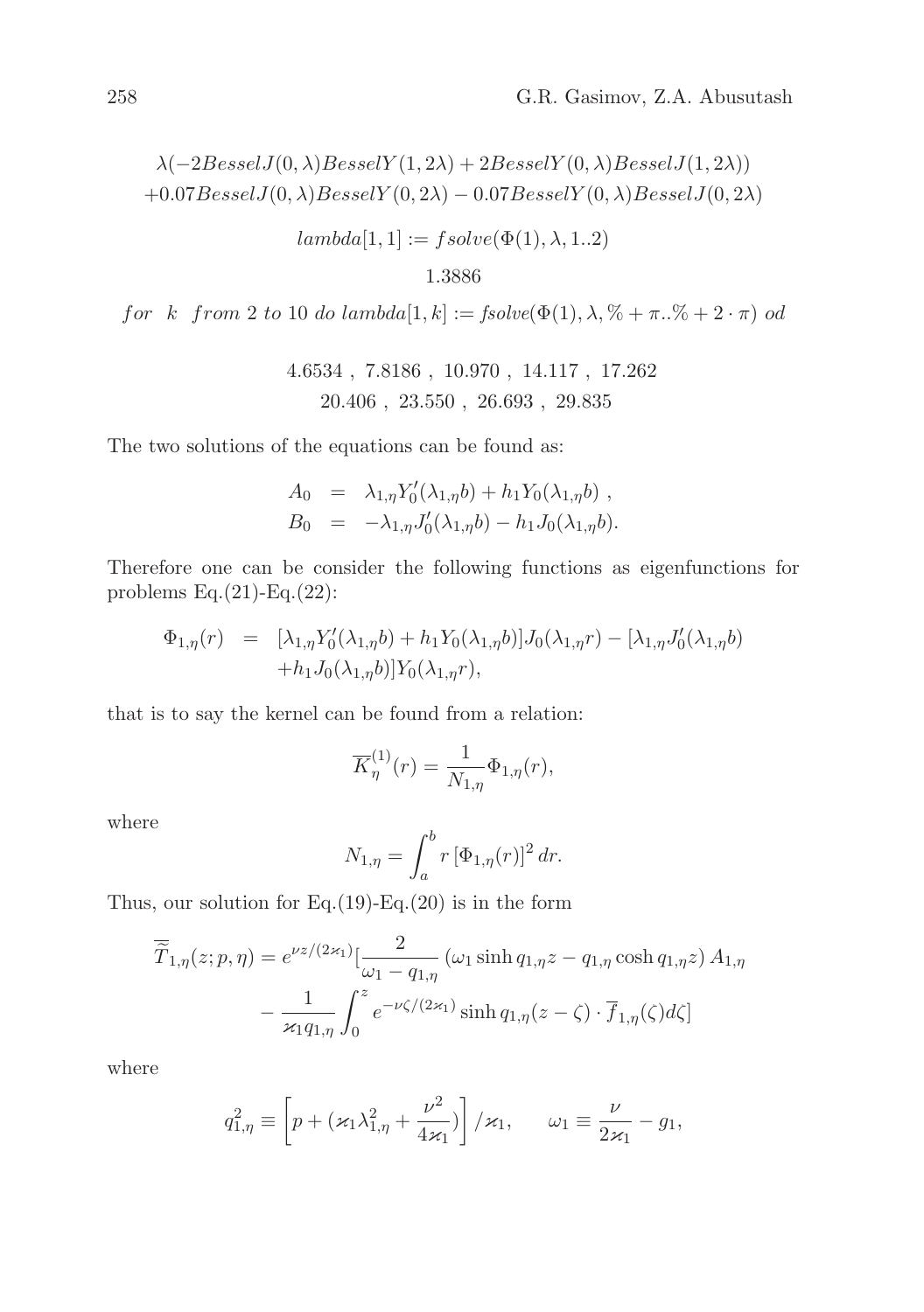$$\lambda(-2BesselJ(0,\lambda)BesselY(1,2\lambda)+2BesselY(0,\lambda)BesselJ(1,2\lambda))$$
$$+0.07BesselJ(0,\lambda)BesselY(0,2\lambda)-0.07BesselY(0,\lambda)BesselJ(0,2\lambda)$$

$$lambda[1,1] := fsolve(\Phi(1),\lambda,1..2)$$

$$1.3886$$

$$for \;\; k \;\; from \; 2 \; to \; 10 \; do \; lambda[1,k] := fsolve(\Phi(1),\lambda,\%+\pi..\%+2\cdot\pi) \; od$$

$$4.6534\ ,\ 7.8186\ ,\ 10.970\ ,\ 14.117\ ,\ 17.262$$
$$20.406\ ,\ 23.550\ ,\ 26.693\ ,\ 29.835$$

The two solutions of the equations can be found as:

$$\begin{aligned} A_0 &= \lambda_{1,\eta} Y_0'(\lambda_{1,\eta} b) + h_1 Y_0(\lambda_{1,\eta} b)\ , \\ B_0 &= -\lambda_{1,\eta} J_0'(\lambda_{1,\eta} b) - h_1 J_0(\lambda_{1,\eta} b). \end{aligned}$$

Therefore one can be consider the following functions as eigenfunctions for problems Eq.(21)-Eq.(22):

$$\begin{aligned} \Phi_{1,\eta}(r) &= [\lambda_{1,\eta} Y_0'(\lambda_{1,\eta} b) + h_1 Y_0(\lambda_{1,\eta} b)] J_0(\lambda_{1,\eta} r) - [\lambda_{1,\eta} J_0'(\lambda_{1,\eta} b) \\ &\quad + h_1 J_0(\lambda_{1,\eta} b)] Y_0(\lambda_{1,\eta} r), \end{aligned}$$

that is to say the kernel can be found from a relation:

$$\overline{K}_{\eta}^{(1)}(r) = \frac{1}{N_{1,\eta}} \Phi_{1,\eta}(r),$$

where

$$N_{1,\eta} = \int_a^b r\left[\Phi_{1,\eta}(r)\right]^2 dr.$$

Thus, our solution for Eq.(19)-Eq.(20) is in the form

$$\begin{aligned} \overline{\overline{T}}_{1,\eta}(z;p,\eta) = e^{\nu z/(2\varkappa_1)} \Big[ &\frac{2}{\omega_1 - q_{1,\eta}} \left(\omega_1 \sinh q_{1,\eta} z - q_{1,\eta} \cosh q_{1,\eta} z\right) A_{1,\eta} \\ &- \frac{1}{\varkappa_1 q_{1,\eta}} \int_0^z e^{-\nu\zeta/(2\varkappa_1)} \sinh q_{1,\eta}(z-\zeta) \cdot \overline{f}_{1,\eta}(\zeta) d\zeta \Big] \end{aligned}$$

where

$$q_{1,\eta}^2 \equiv \left[p + (\varkappa_1 \lambda_{1,\eta}^2 + \frac{\nu^2}{4\varkappa_1})\right] / \varkappa_1, \qquad \omega_1 \equiv \frac{\nu}{2\varkappa_1} - g_1,$$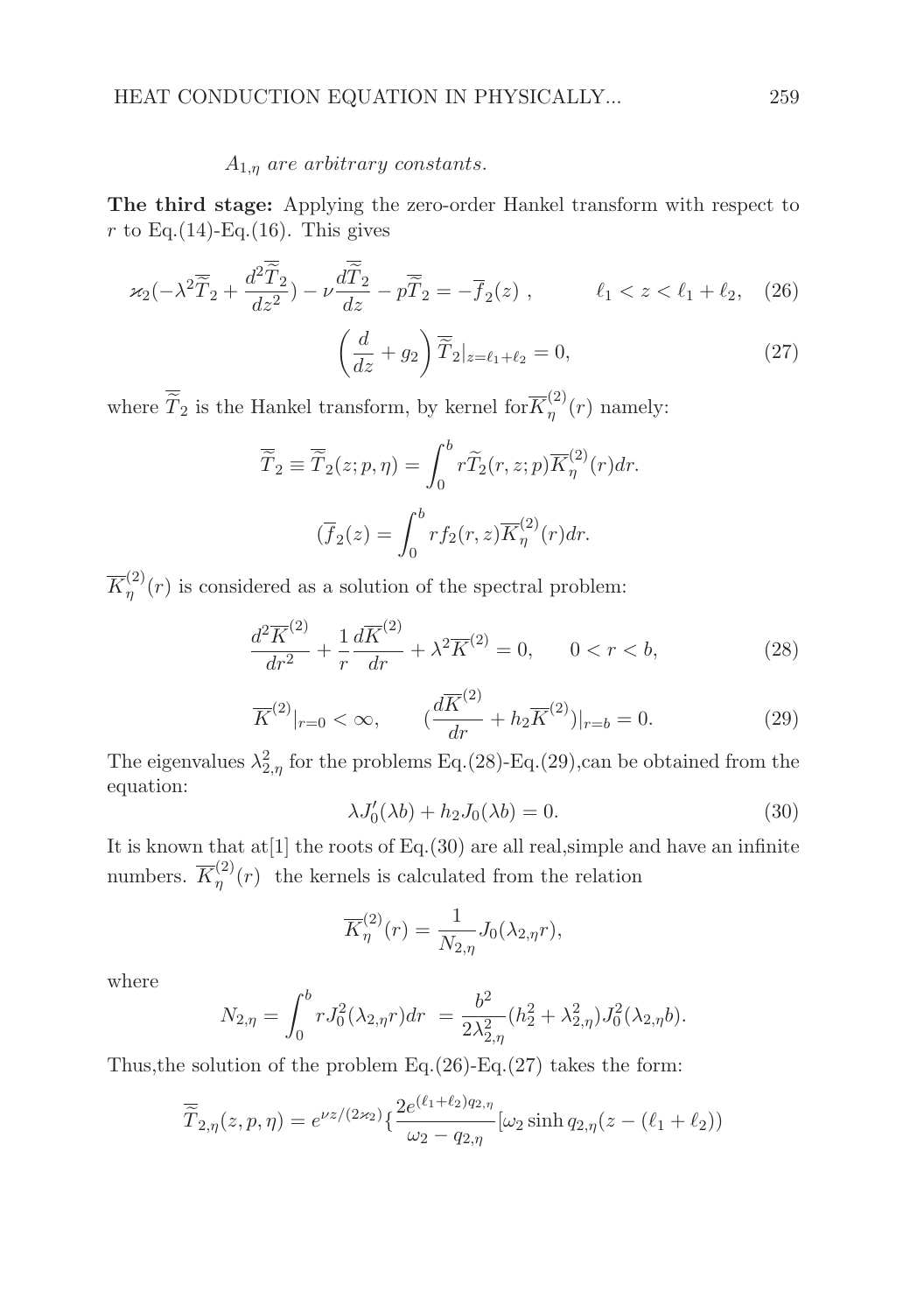$A_{1,\eta}$ *are arbitrary constants.*

**The third stage:** Applying the zero-order Hankel transform with respect to $r$ to Eq.(14)-Eq.(16). This gives

$$\varkappa_2(-\lambda^2\overline{\widetilde{T}}_2 + \frac{d^2\overline{\widetilde{T}}_2}{dz^2}) - \nu\frac{d\overline{\widetilde{T}}_2}{dz} - p\overline{\widetilde{T}}_2 = -\overline{f}_2(z) \ , \qquad \ell_1 < z < \ell_1 + \ell_2, \quad (26)$$

$$\left(\frac{d}{dz} + g_2\right)\overline{\widetilde{T}}_2|_{z=\ell_1+\ell_2} = 0, \quad (27)$$

where $\overline{\widetilde{T}}_2$ is the Hankel transform, by kernel for$\overline{K}_\eta^{(2)}(r)$ namely:

$$\overline{\widetilde{T}}_2 \equiv \overline{\widetilde{T}}_2(z;p,\eta) = \int_0^b r\widetilde{T}_2(r,z;p)\overline{K}_\eta^{(2)}(r)dr.$$

$$(\overline{f}_2(z) = \int_0^b rf_2(r,z)\overline{K}_\eta^{(2)}(r)dr.$$

$\overline{K}_\eta^{(2)}(r)$ is considered as a solution of the spectral problem:

$$\frac{d^2\overline{K}^{(2)}}{dr^2} + \frac{1}{r}\frac{d\overline{K}^{(2)}}{dr} + \lambda^2\overline{K}^{(2)} = 0, \qquad 0 < r < b, \quad (28)$$

$$\overline{K}^{(2)}|_{r=0} < \infty, \qquad (\frac{d\overline{K}^{(2)}}{dr} + h_2\overline{K}^{(2)})|_{r=b} = 0. \quad (29)$$

The eigenvalues $\lambda_{2,\eta}^2$ for the problems Eq.(28)-Eq.(29),can be obtained from the equation:

$$\lambda J_0'(\lambda b) + h_2 J_0(\lambda b) = 0. \quad (30)$$

It is known that at[1] the roots of Eq.(30) are all real,simple and have an infinite numbers. $\overline{K}_\eta^{(2)}(r)$ the kernels is calculated from the relation

$$\overline{K}_\eta^{(2)}(r) = \frac{1}{N_{2,\eta}}J_0(\lambda_{2,\eta}r),$$

where

$$N_{2,\eta} = \int_0^b rJ_0^2(\lambda_{2,\eta}r)dr \ = \frac{b^2}{2\lambda_{2,\eta}^2}(h_2^2 + \lambda_{2,\eta}^2)J_0^2(\lambda_{2,\eta}b).$$

Thus,the solution of the problem Eq.(26)-Eq.(27) takes the form:

$$\overline{\widetilde{T}}_{2,\eta}(z,p,\eta) = e^{\nu z/(2\varkappa_2)}\{\frac{2e^{(\ell_1+\ell_2)q_{2,\eta}}}{\omega_2 - q_{2,\eta}}[\omega_2 \sinh q_{2,\eta}(z - (\ell_1 + \ell_2))$$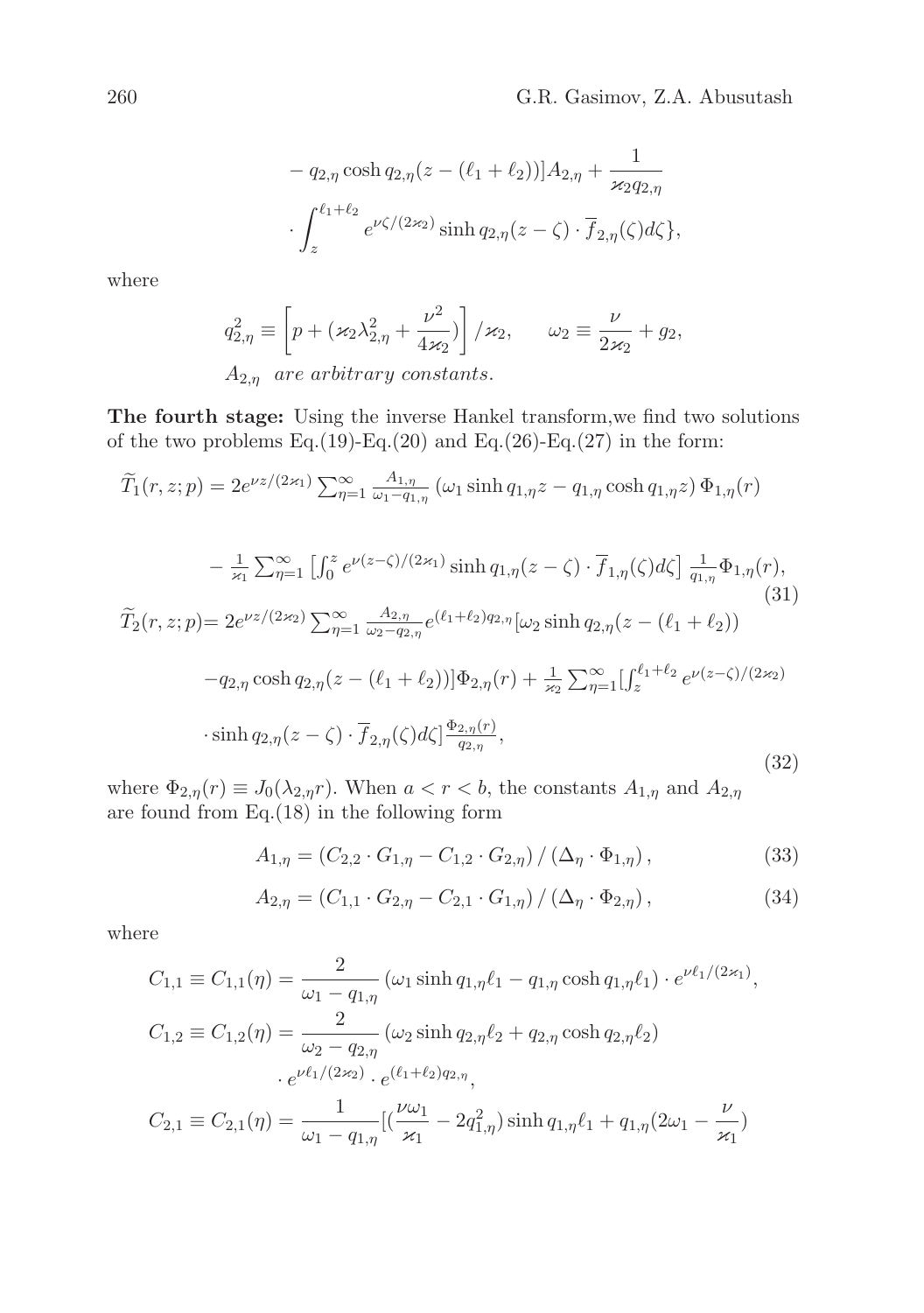$$- q_{2,\eta} \cosh q_{2,\eta}(z - (\ell_1 + \ell_2))] A_{2,\eta} + \frac{1}{\varkappa_2 q_{2,\eta}}$$

$$\cdot \int_z^{\ell_1+\ell_2} e^{\nu\zeta/(2\varkappa_2)} \sinh q_{2,\eta}(z-\zeta) \cdot \overline{f}_{2,\eta}(\zeta) d\zeta\},$$

where

$$q_{2,\eta}^2 \equiv \left[ p + (\varkappa_2 \lambda_{2,\eta}^2 + \frac{\nu^2}{4\varkappa_2}) \right] / \varkappa_2, \qquad \omega_2 \equiv \frac{\nu}{2\varkappa_2} + g_2,$$

$A_{2,\eta}$ *are arbitrary constants.*

**The fourth stage:** Using the inverse Hankel transform,we find two solutions of the two problems Eq.(19)-Eq.(20) and Eq.(26)-Eq.(27) in the form:

$$\widetilde{T}_1(r,z;p) = 2e^{\nu z/(2\varkappa_1)} \sum_{\eta=1}^{\infty} \frac{A_{1,\eta}}{\omega_1 - q_{1,\eta}} \left( \omega_1 \sinh q_{1,\eta} z - q_{1,\eta} \cosh q_{1,\eta} z \right) \Phi_{1,\eta}(r)$$

$$- \frac{1}{\varkappa_1} \sum_{\eta=1}^{\infty} \left[ \int_0^z e^{\nu(z-\zeta)/(2\varkappa_1)} \sinh q_{1,\eta}(z-\zeta) \cdot \overline{f}_{1,\eta}(\zeta) d\zeta \right] \frac{1}{q_{1,\eta}} \Phi_{1,\eta}(r), \tag{31}$$

$$\widetilde{T}_2(r,z;p) = 2e^{\nu z/(2\varkappa_2)} \sum_{\eta=1}^{\infty} \frac{A_{2,\eta}}{\omega_2 - q_{2,\eta}} e^{(\ell_1+\ell_2) q_{2,\eta}} [\omega_2 \sinh q_{2,\eta}(z - (\ell_1 + \ell_2))$$

$$- q_{2,\eta} \cosh q_{2,\eta}(z - (\ell_1+\ell_2))] \Phi_{2,\eta}(r) + \frac{1}{\varkappa_2} \sum_{\eta=1}^{\infty} [ \int_z^{\ell_1+\ell_2} e^{\nu(z-\zeta)/(2\varkappa_2)}$$

$$\cdot \sinh q_{2,\eta}(z-\zeta) \cdot \overline{f}_{2,\eta}(\zeta) d\zeta ] \frac{\Phi_{2,\eta}(r)}{q_{2,\eta}}, \tag{32}$$

where $\Phi_{2,\eta}(r) \equiv J_0(\lambda_{2,\eta} r)$. When $a < r < b$, the constants $A_{1,\eta}$ and $A_{2,\eta}$ are found from Eq.(18) in the following form

$$A_{1,\eta} = \left( C_{2,2} \cdot G_{1,\eta} - C_{1,2} \cdot G_{2,\eta} \right) / \left( \Delta_\eta \cdot \Phi_{1,\eta} \right), \tag{33}$$

$$A_{2,\eta} = \left( C_{1,1} \cdot G_{2,\eta} - C_{2,1} \cdot G_{1,\eta} \right) / \left( \Delta_\eta \cdot \Phi_{2,\eta} \right), \tag{34}$$

where

$$C_{1,1} \equiv C_{1,1}(\eta) = \frac{2}{\omega_1 - q_{1,\eta}} \left( \omega_1 \sinh q_{1,\eta} \ell_1 - q_{1,\eta} \cosh q_{1,\eta} \ell_1 \right) \cdot e^{\nu \ell_1/(2\varkappa_1)},$$

$$C_{1,2} \equiv C_{1,2}(\eta) = \frac{2}{\omega_2 - q_{2,\eta}} \left( \omega_2 \sinh q_{2,\eta} \ell_2 + q_{2,\eta} \cosh q_{2,\eta} \ell_2 \right)$$

$$\cdot e^{\nu \ell_1/(2\varkappa_2)} \cdot e^{(\ell_1+\ell_2) q_{2,\eta}},$$

$$C_{2,1} \equiv C_{2,1}(\eta) = \frac{1}{\omega_1 - q_{1,\eta}} [ ( \frac{\nu \omega_1}{\varkappa_1} - 2q_{1,\eta}^2 ) \sinh q_{1,\eta} \ell_1 + q_{1,\eta} (2\omega_1 - \frac{\nu}{\varkappa_1})$$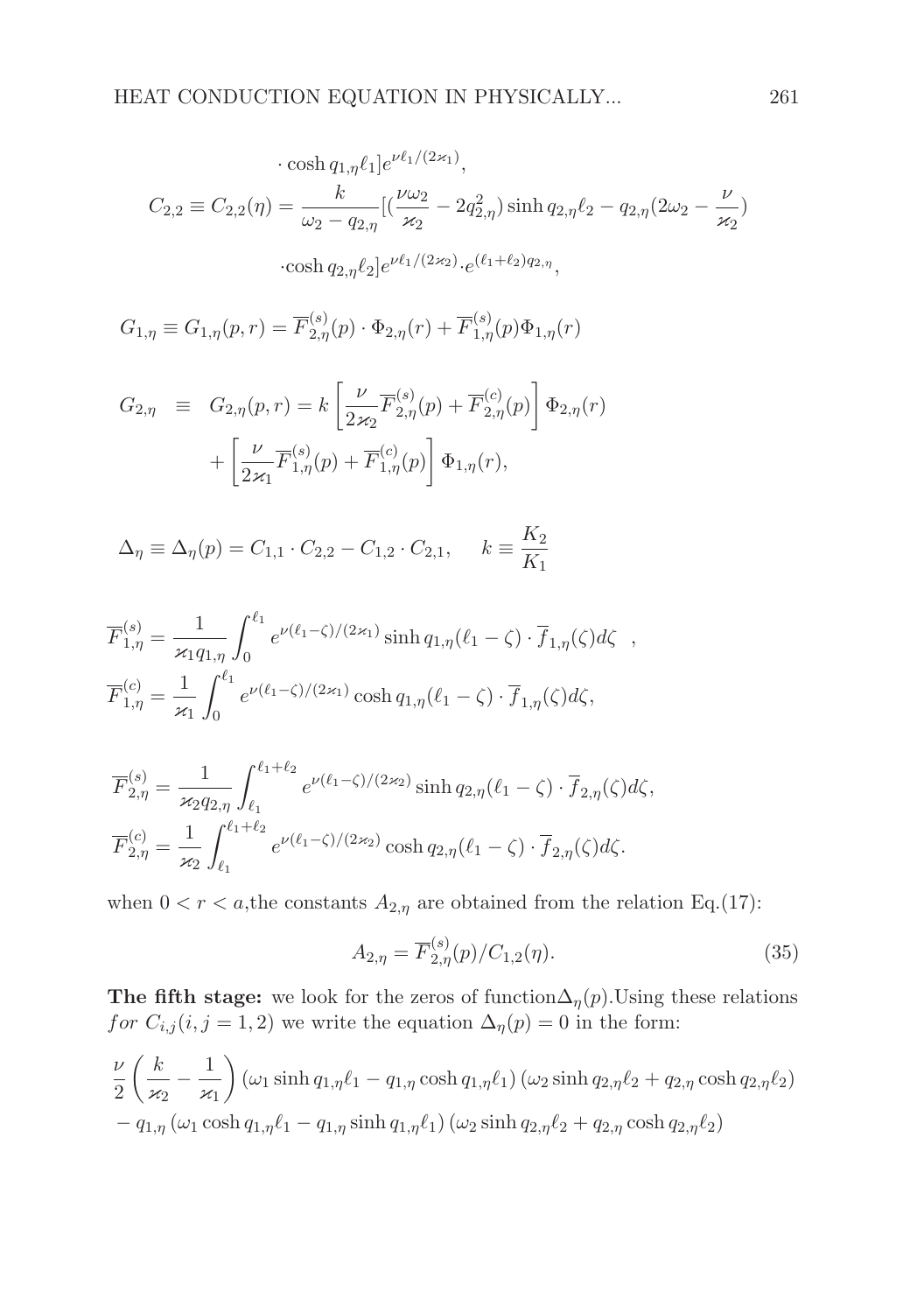$$\cdot \cosh q_{1,\eta}\ell_1] e^{\nu \ell_1/(2\varkappa_1)},$$

$$C_{2,2} \equiv C_{2,2}(\eta) = \frac{k}{\omega_2 - q_{2,\eta}}[(\frac{\nu\omega_2}{\varkappa_2} - 2q_{2,\eta}^2)\sinh q_{2,\eta}\ell_2 - q_{2,\eta}(2\omega_2 - \frac{\nu}{\varkappa_2})$$

$$\cdot \cosh q_{2,\eta}\ell_2] e^{\nu\ell_1/(2\varkappa_2)} \cdot e^{(\ell_1+\ell_2)q_{2,\eta}},$$

$$G_{1,\eta} \equiv G_{1,\eta}(p,r) = \overline{F}^{(s)}_{2,\eta}(p) \cdot \Phi_{2,\eta}(r) + \overline{F}^{(s)}_{1,\eta}(p)\Phi_{1,\eta}(r)$$

$$\begin{aligned} G_{2,\eta} \;\; &\equiv \;\; G_{2,\eta}(p,r) = k\left[\frac{\nu}{2\varkappa_2}\overline{F}^{(s)}_{2,\eta}(p) + \overline{F}^{(c)}_{2,\eta}(p)\right]\Phi_{2,\eta}(r) \\ &+ \left[\frac{\nu}{2\varkappa_1}\overline{F}^{(s)}_{1,\eta}(p) + \overline{F}^{(c)}_{1,\eta}(p)\right]\Phi_{1,\eta}(r), \end{aligned}$$

$$\Delta_\eta \equiv \Delta_\eta(p) = C_{1,1}\cdot C_{2,2} - C_{1,2}\cdot C_{2,1}, \qquad k \equiv \frac{K_2}{K_1}$$

$$\overline{F}^{(s)}_{1,\eta} = \frac{1}{\varkappa_1 q_{1,\eta}}\int_0^{\ell_1} e^{\nu(\ell_1-\zeta)/(2\varkappa_1)}\sinh q_{1,\eta}(\ell_1-\zeta)\cdot \overline{f}_{1,\eta}(\zeta)d\zeta \;\;,$$

$$\overline{F}^{(c)}_{1,\eta} = \frac{1}{\varkappa_1}\int_0^{\ell_1} e^{\nu(\ell_1-\zeta)/(2\varkappa_1)}\cosh q_{1,\eta}(\ell_1-\zeta)\cdot \overline{f}_{1,\eta}(\zeta)d\zeta,$$

$$\overline{F}^{(s)}_{2,\eta} = \frac{1}{\varkappa_2 q_{2,\eta}}\int_{\ell_1}^{\ell_1+\ell_2} e^{\nu(\ell_1-\zeta)/(2\varkappa_2)}\sinh q_{2,\eta}(\ell_1-\zeta)\cdot \overline{f}_{2,\eta}(\zeta)d\zeta,$$

$$\overline{F}^{(c)}_{2,\eta} = \frac{1}{\varkappa_2}\int_{\ell_1}^{\ell_1+\ell_2} e^{\nu(\ell_1-\zeta)/(2\varkappa_2)}\cosh q_{2,\eta}(\ell_1-\zeta)\cdot \overline{f}_{2,\eta}(\zeta)d\zeta.$$

when $0 < r < a$,the constants $A_{2,\eta}$ are obtained from the relation Eq.(17):

$$A_{2,\eta} = \overline{F}^{(s)}_{2,\eta}(p)/C_{1,2}(\eta). \tag{35}$$

**The fifth stage:** we look for the zeros of function$\Delta_\eta(p)$.Using these relations $for\ C_{i,j}(i,j=1,2)$ we write the equation $\Delta_\eta(p)=0$ in the form:

$$\frac{\nu}{2}\left(\frac{k}{\varkappa_2} - \frac{1}{\varkappa_1}\right)(\omega_1\sinh q_{1,\eta}\ell_1 - q_{1,\eta}\cosh q_{1,\eta}\ell_1)(\omega_2\sinh q_{2,\eta}\ell_2 + q_{2,\eta}\cosh q_{2,\eta}\ell_2)$$

$$-\,q_{1,\eta}(\omega_1\cosh q_{1,\eta}\ell_1 - q_{1,\eta}\sinh q_{1,\eta}\ell_1)(\omega_2\sinh q_{2,\eta}\ell_2 + q_{2,\eta}\cosh q_{2,\eta}\ell_2)$$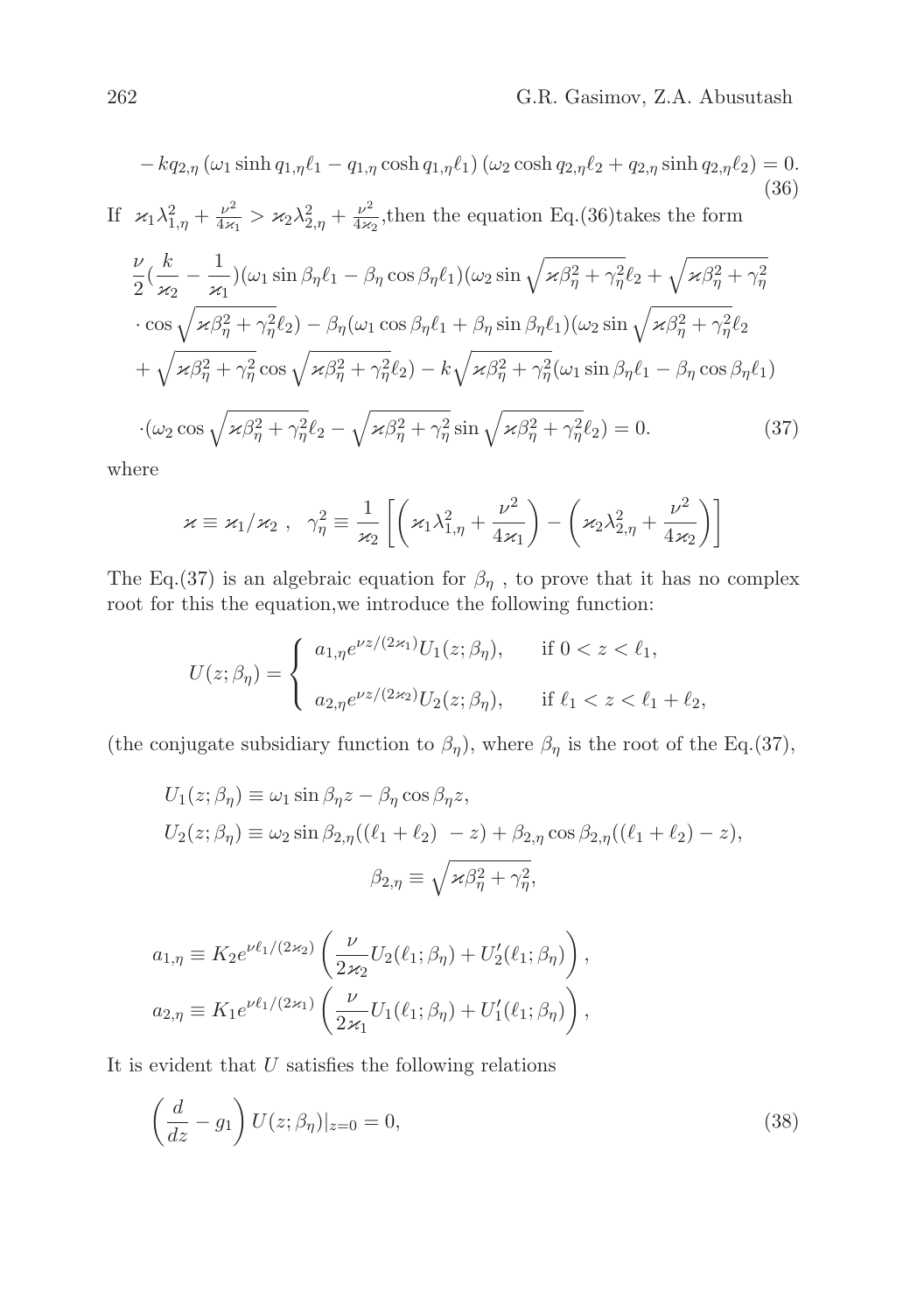$$-kq_{2,\eta}\left(\omega_1 \sinh q_{1,\eta}\ell_1 - q_{1,\eta}\cosh q_{1,\eta}\ell_1\right)\left(\omega_2 \cosh q_{2,\eta}\ell_2 + q_{2,\eta}\sinh q_{2,\eta}\ell_2\right) = 0. \tag{36}$$

If $\varkappa_1\lambda_{1,\eta}^2 + \frac{\nu^2}{4\varkappa_1} > \varkappa_2\lambda_{2,\eta}^2 + \frac{\nu^2}{4\varkappa_2}$,then the equation Eq.(36)takes the form

$$\frac{\nu}{2}(\frac{k}{\varkappa_2} - \frac{1}{\varkappa_1})(\omega_1 \sin\beta_\eta\ell_1 - \beta_\eta\cos\beta_\eta\ell_1)(\omega_2 \sin\sqrt{\varkappa\beta_\eta^2+\gamma_\eta^2}\ell_2 + \sqrt{\varkappa\beta_\eta^2+\gamma_\eta^2}$$
$$\cdot\cos\sqrt{\varkappa\beta_\eta^2+\gamma_\eta^2}\ell_2) - \beta_\eta(\omega_1\cos\beta_\eta\ell_1 + \beta_\eta\sin\beta_\eta\ell_1)(\omega_2\sin\sqrt{\varkappa\beta_\eta^2+\gamma_\eta^2}\ell_2$$
$$+\sqrt{\varkappa\beta_\eta^2+\gamma_\eta^2}\cos\sqrt{\varkappa\beta_\eta^2+\gamma_\eta^2}\ell_2) - k\sqrt{\varkappa\beta_\eta^2+\gamma_\eta^2}(\omega_1\sin\beta_\eta\ell_1 - \beta_\eta\cos\beta_\eta\ell_1)$$
$$\cdot(\omega_2\cos\sqrt{\varkappa\beta_\eta^2+\gamma_\eta^2}\ell_2 - \sqrt{\varkappa\beta_\eta^2+\gamma_\eta^2}\sin\sqrt{\varkappa\beta_\eta^2+\gamma_\eta^2}\ell_2) = 0. \tag{37}$$

where

$$\varkappa \equiv \varkappa_1/\varkappa_2\ ,\quad \gamma_\eta^2 \equiv \frac{1}{\varkappa_2}\left[\left(\varkappa_1\lambda_{1,\eta}^2 + \frac{\nu^2}{4\varkappa_1}\right) - \left(\varkappa_2\lambda_{2,\eta}^2 + \frac{\nu^2}{4\varkappa_2}\right)\right]$$

The Eq.(37) is an algebraic equation for $\beta_\eta$ , to prove that it has no complex root for this the equation,we introduce the following function:

$$U(z;\beta_\eta) = \begin{cases} a_{1,\eta}e^{\nu z/(2\varkappa_1)}U_1(z;\beta_\eta), & \text{if } 0 < z < \ell_1, \\ a_{2,\eta}e^{\nu z/(2\varkappa_2)}U_2(z;\beta_\eta), & \text{if } \ell_1 < z < \ell_1+\ell_2, \end{cases}$$

(the conjugate subsidiary function to $\beta_\eta$), where $\beta_\eta$ is the root of the Eq.(37),

$$U_1(z;\beta_\eta) \equiv \omega_1\sin\beta_\eta z - \beta_\eta\cos\beta_\eta z,$$
$$U_2(z;\beta_\eta) \equiv \omega_2\sin\beta_{2,\eta}((\ell_1+\ell_2)\ -z) + \beta_{2,\eta}\cos\beta_{2,\eta}((\ell_1+\ell_2)-z),$$
$$\beta_{2,\eta} \equiv \sqrt{\varkappa\beta_\eta^2+\gamma_\eta^2},$$

$$a_{1,\eta} \equiv K_2 e^{\nu\ell_1/(2\varkappa_2)}\left(\frac{\nu}{2\varkappa_2}U_2(\ell_1;\beta_\eta) + U_2'(\ell_1;\beta_\eta)\right),$$
$$a_{2,\eta} \equiv K_1 e^{\nu\ell_1/(2\varkappa_1)}\left(\frac{\nu}{2\varkappa_1}U_1(\ell_1;\beta_\eta) + U_1'(\ell_1;\beta_\eta)\right),$$

It is evident that $U$ satisfies the following relations

$$\left(\frac{d}{dz} - g_1\right)U(z;\beta_\eta)|_{z=0} = 0, \tag{38}$$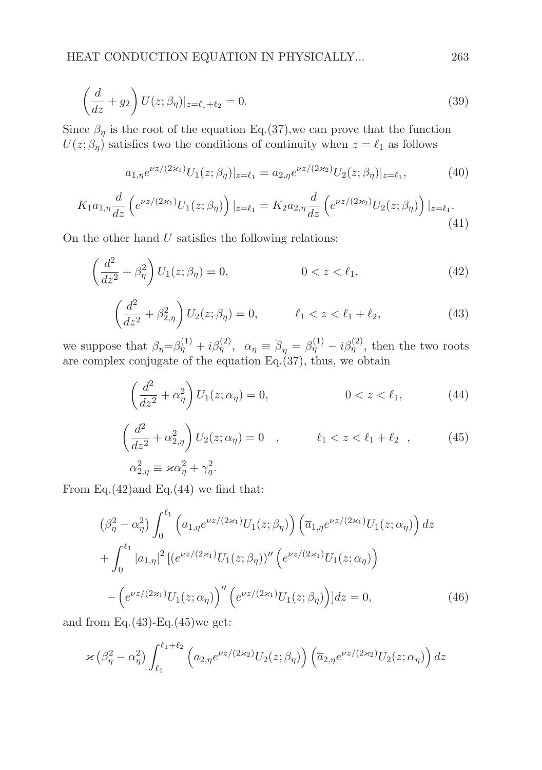$$\left(\frac{d}{dz}+g_2\right)U(z;\beta_\eta)|_{z=\ell_1+\ell_2}=0. \tag{39}$$

Since $\beta_\eta$ is the root of the equation Eq.(37),we can prove that the function $U(z;\beta_\eta)$ satisfies two the conditions of continuity when $z=\ell_1$ as follows

$$a_{1,\eta}e^{\nu z/(2\varkappa_1)}U_1(z;\beta_\eta)|_{z=\ell_1}=a_{2,\eta}e^{\nu z/(2\varkappa_2)}U_2(z;\beta_\eta)|_{z=\ell_1}, \tag{40}$$

$$K_1a_{1,\eta}\frac{d}{dz}\left(e^{\nu z/(2\varkappa_1)}U_1(z;\beta_\eta)\right)|_{z=\ell_1}=K_2a_{2,\eta}\frac{d}{dz}\left(e^{\nu z/(2\varkappa_2)}U_2(z;\beta_\eta)\right)|_{z=\ell_1}. \tag{41}$$

On the other hand $U$ satisfies the following relations:

$$\left(\frac{d^2}{dz^2}+\beta_\eta^2\right)U_1(z;\beta_\eta)=0, \qquad 0<z<\ell_1, \tag{42}$$

$$\left(\frac{d^2}{dz^2}+\beta_{2,\eta}^2\right)U_2(z;\beta_\eta)=0, \qquad \ell_1<z<\ell_1+\ell_2, \tag{43}$$

we suppose that $\beta_\eta=\beta_\eta^{(1)}+i\beta_\eta^{(2)}$, $\alpha_\eta\equiv\overline{\beta}_\eta=\beta_\eta^{(1)}-i\beta_\eta^{(2)}$, then the two roots are complex conjugate of the equation Eq.(37), thus, we obtain

$$\left(\frac{d^2}{dz^2}+\alpha_\eta^2\right)U_1(z;\alpha_\eta)=0, \qquad 0<z<\ell_1, \tag{44}$$

$$\left(\frac{d^2}{dz^2}+\alpha_{2,\eta}^2\right)U_2(z;\alpha_\eta)=0 \quad , \qquad \ell_1<z<\ell_1+\ell_2 \quad , \tag{45}$$

$$\alpha_{2,\eta}^2\equiv\varkappa\alpha_\eta^2+\gamma_\eta^2.$$

From Eq.(42)and Eq.(44) we find that:

$$\begin{aligned}
&\left(\beta_\eta^2-\alpha_\eta^2\right)\int_0^{\ell_1}\left(a_{1,\eta}e^{\nu z/(2\varkappa_1)}U_1(z;\beta_\eta)\right)\left(\overline{a}_{1,\eta}e^{\nu z/(2\varkappa_1)}U_1(z;\alpha_\eta)\right)dz\\
&+\int_0^{\ell_1}|a_{1,\eta}|^2\,[(e^{\nu z/(2\varkappa_1)}U_1(z;\beta_\eta))''\left(e^{\nu z/(2\varkappa_1)}U_1(z;\alpha_\eta)\right)\\
&-\left(e^{\nu z/(2\varkappa_1)}U_1(z;\alpha_\eta)\right)''\left(e^{\nu z/(2\varkappa_1)}U_1(z;\beta_\eta)\right)]dz=0,
\end{aligned} \tag{46}$$

and from Eq.(43)-Eq.(45)we get:

$$\varkappa\left(\beta_\eta^2-\alpha_\eta^2\right)\int_{\ell_1}^{\ell_1+\ell_2}\left(a_{2,\eta}e^{\nu z/(2\varkappa_2)}U_2(z;\beta_\eta)\right)\left(\overline{a}_{2,\eta}e^{\nu z/(2\varkappa_2)}U_2(z;\alpha_\eta)\right)dz$$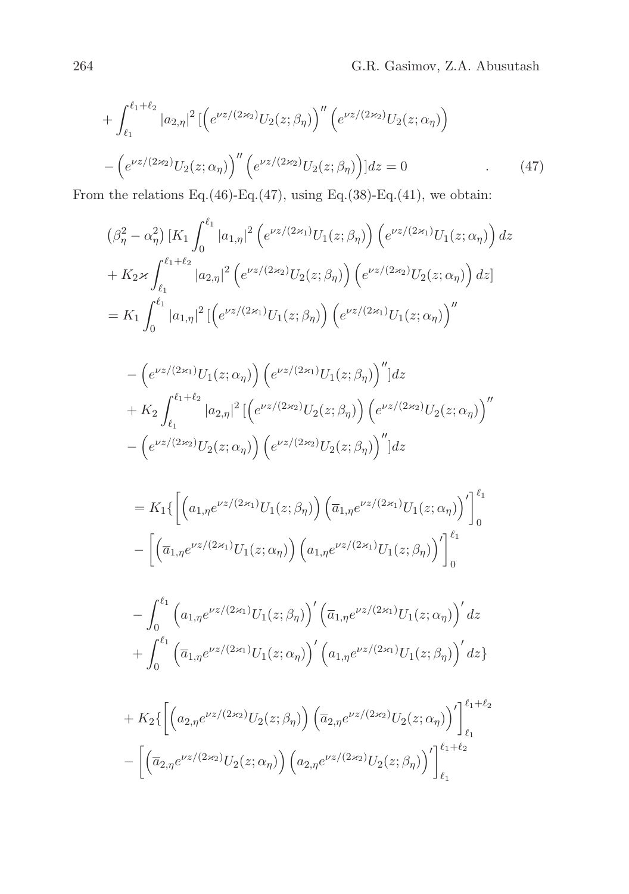$$
+\int_{\ell_1}^{\ell_1+\ell_2} |a_{2,\eta}|^2 \,[\left(e^{\nu z/(2\varkappa_2)}U_2(z;\beta_\eta)\right)'' \left(e^{\nu z/(2\varkappa_2)}U_2(z;\alpha_\eta)\right)
$$

$$
-\left(e^{\nu z/(2\varkappa_2)}U_2(z;\alpha_\eta)\right)'' \left(e^{\nu z/(2\varkappa_2)}U_2(z;\beta_\eta)\right)]dz = 0 \qquad . \qquad (47)
$$

From the relations Eq.(46)-Eq.(47), using Eq.(38)-Eq.(41), we obtain:

$$
\left(\beta_\eta^2 - \alpha_\eta^2\right)[K_1 \int_0^{\ell_1} |a_{1,\eta}|^2 \left(e^{\nu z/(2\varkappa_1)}U_1(z;\beta_\eta)\right)\left(e^{\nu z/(2\varkappa_1)}U_1(z;\alpha_\eta)\right)dz
$$

$$
+ K_2\varkappa \int_{\ell_1}^{\ell_1+\ell_2} |a_{2,\eta}|^2 \left(e^{\nu z/(2\varkappa_2)}U_2(z;\beta_\eta)\right)\left(e^{\nu z/(2\varkappa_2)}U_2(z;\alpha_\eta)\right)dz]
$$

$$
= K_1 \int_0^{\ell_1} |a_{1,\eta}|^2 \,[\left(e^{\nu z/(2\varkappa_1)}U_1(z;\beta_\eta)\right)\left(e^{\nu z/(2\varkappa_1)}U_1(z;\alpha_\eta)\right)''
$$

$$
-\left(e^{\nu z/(2\varkappa_1)}U_1(z;\alpha_\eta)\right)\left(e^{\nu z/(2\varkappa_1)}U_1(z;\beta_\eta)\right)'']dz
$$

$$
+ K_2 \int_{\ell_1}^{\ell_1+\ell_2} |a_{2,\eta}|^2 \,[\left(e^{\nu z/(2\varkappa_2)}U_2(z;\beta_\eta)\right)\left(e^{\nu z/(2\varkappa_2)}U_2(z;\alpha_\eta)\right)''
$$

$$
-\left(e^{\nu z/(2\varkappa_2)}U_2(z;\alpha_\eta)\right)\left(e^{\nu z/(2\varkappa_2)}U_2(z;\beta_\eta)\right)'']dz
$$

$$
= K_1\{\left[\left(a_{1,\eta}e^{\nu z/(2\varkappa_1)}U_1(z;\beta_\eta)\right)\left(\overline{a}_{1,\eta}e^{\nu z/(2\varkappa_1)}U_1(z;\alpha_\eta)\right)'\right]_0^{\ell_1}
$$

$$
-\left[\left(\overline{a}_{1,\eta}e^{\nu z/(2\varkappa_1)}U_1(z;\alpha_\eta)\right)\left(a_{1,\eta}e^{\nu z/(2\varkappa_1)}U_1(z;\beta_\eta)\right)'\right]_0^{\ell_1}
$$

$$
-\int_0^{\ell_1}\left(a_{1,\eta}e^{\nu z/(2\varkappa_1)}U_1(z;\beta_\eta)\right)'\left(\overline{a}_{1,\eta}e^{\nu z/(2\varkappa_1)}U_1(z;\alpha_\eta)\right)'dz
$$

$$
+\int_0^{\ell_1}\left(\overline{a}_{1,\eta}e^{\nu z/(2\varkappa_1)}U_1(z;\alpha_\eta)\right)'\left(a_{1,\eta}e^{\nu z/(2\varkappa_1)}U_1(z;\beta_\eta)\right)'dz\}
$$

$$
+ K_2\{\left[\left(a_{2,\eta}e^{\nu z/(2\varkappa_2)}U_2(z;\beta_\eta)\right)\left(\overline{a}_{2,\eta}e^{\nu z/(2\varkappa_2)}U_2(z;\alpha_\eta)\right)'\right]_{\ell_1}^{\ell_1+\ell_2}
$$

$$
-\left[\left(\overline{a}_{2,\eta}e^{\nu z/(2\varkappa_2)}U_2(z;\alpha_\eta)\right)\left(a_{2,\eta}e^{\nu z/(2\varkappa_2)}U_2(z;\beta_\eta)\right)'\right]_{\ell_1}^{\ell_1+\ell_2}
$$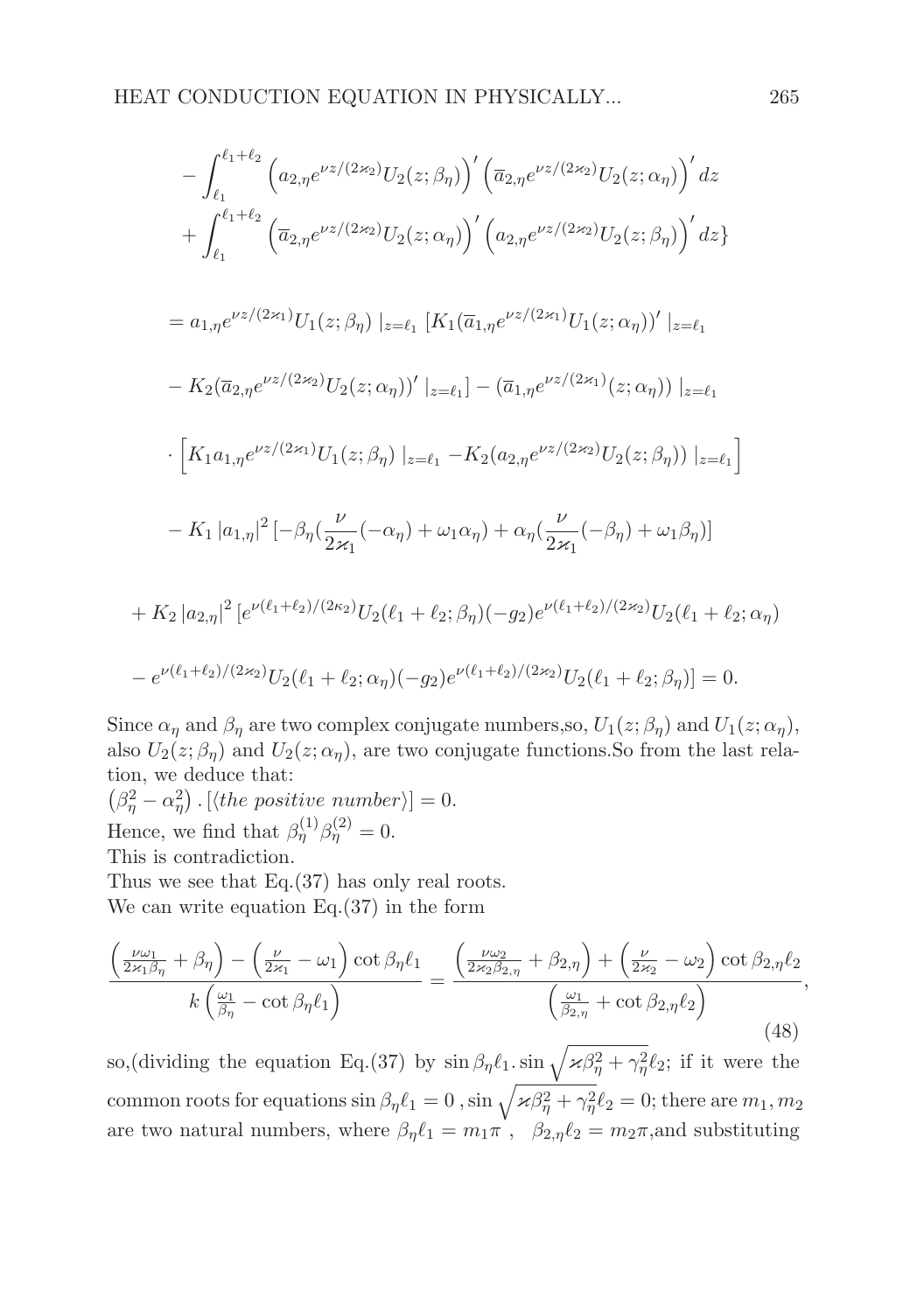$$-\int_{\ell_1}^{\ell_1+\ell_2}\left(a_{2,\eta}e^{\nu z/(2\varkappa_2)}U_2(z;\beta_\eta)\right)'\left(\overline{a}_{2,\eta}e^{\nu z/(2\varkappa_2)}U_2(z;\alpha_\eta)\right)'dz$$

$$+\int_{\ell_1}^{\ell_1+\ell_2}\left(\overline{a}_{2,\eta}e^{\nu z/(2\varkappa_2)}U_2(z;\alpha_\eta)\right)'\left(a_{2,\eta}e^{\nu z/(2\varkappa_2)}U_2(z;\beta_\eta)\right)'dz\}$$

$$= a_{1,\eta}e^{\nu z/(2\varkappa_1)}U_1(z;\beta_\eta)\mid_{z=\ell_1}[K_1(\overline{a}_{1,\eta}e^{\nu z/(2\varkappa_1)}U_1(z;\alpha_\eta))'\mid_{z=\ell_1}$$

$$-K_2(\overline{a}_{2,\eta}e^{\nu z/(2\varkappa_2)}U_2(z;\alpha_\eta))'\mid_{z=\ell_1}] - (\overline{a}_{1,\eta}e^{\nu z/(2\varkappa_1)}(z;\alpha_\eta))\mid_{z=\ell_1}$$

$$\cdot\left[K_1a_{1,\eta}e^{\nu z/(2\varkappa_1)}U_1(z;\beta_\eta)\mid_{z=\ell_1}-K_2(a_{2,\eta}e^{\nu z/(2\varkappa_2)}U_2(z;\beta_\eta))\mid_{z=\ell_1}\right]$$

$$-K_1\left|a_{1,\eta}\right|^2[-\beta_\eta(\frac{\nu}{2\varkappa_1}(-\alpha_\eta)+\omega_1\alpha_\eta)+\alpha_\eta(\frac{\nu}{2\varkappa_1}(-\beta_\eta)+\omega_1\beta_\eta)]$$

$$+K_2\left|a_{2,\eta}\right|^2[e^{\nu(\ell_1+\ell_2)/(2\kappa_2)}U_2(\ell_1+\ell_2;\beta_\eta)(-g_2)e^{\nu(\ell_1+\ell_2)/(2\varkappa_2)}U_2(\ell_1+\ell_2;\alpha_\eta)$$

$$-e^{\nu(\ell_1+\ell_2)/(2\varkappa_2)}U_2(\ell_1+\ell_2;\alpha_\eta)(-g_2)e^{\nu(\ell_1+\ell_2)/(2\varkappa_2)}U_2(\ell_1+\ell_2;\beta_\eta)]=0.$$

Since $\alpha_\eta$ and $\beta_\eta$ are two complex conjugate numbers,so, $U_1(z;\beta_\eta)$ and $U_1(z;\alpha_\eta)$, also $U_2(z;\beta_\eta)$ and $U_2(z;\alpha_\eta)$, are two conjugate functions.So from the last relation, we deduce that:
$\left(\beta_\eta^2-\alpha_\eta^2\right).[\langle \textit{the positive number}\rangle]=0$.
Hence, we find that $\beta_\eta^{(1)}\beta_\eta^{(2)}=0$.
This is contradiction.
Thus we see that Eq.(37) has only real roots.
We can write equation Eq.(37) in the form

$$\frac{\left(\frac{\nu\omega_1}{2\varkappa_1\beta_\eta}+\beta_\eta\right)-\left(\frac{\nu}{2\varkappa_1}-\omega_1\right)\cot\beta_\eta\ell_1}{k\left(\frac{\omega_1}{\beta_\eta}-\cot\beta_\eta\ell_1\right)}=\frac{\left(\frac{\nu\omega_2}{2\varkappa_2\beta_{2,\eta}}+\beta_{2,\eta}\right)+\left(\frac{\nu}{2\varkappa_2}-\omega_2\right)\cot\beta_{2,\eta}\ell_2}{\left(\frac{\omega_1}{\beta_{2,\eta}}+\cot\beta_{2,\eta}\ell_2\right)}, \tag{48}$$

so,(dividing the equation Eq.(37) by $\sin\beta_\eta\ell_1.\sin\sqrt{\varkappa\beta_\eta^2+\gamma_\eta^2}\ell_2$; if it were the common roots for equations $\sin\beta_\eta\ell_1=0$ , $\sin\sqrt{\varkappa\beta_\eta^2+\gamma_\eta^2}\ell_2=0$; there are $m_1,m_2$ are two natural numbers, where $\beta_\eta\ell_1=m_1\pi$ , $\beta_{2,\eta}\ell_2=m_2\pi$,and substituting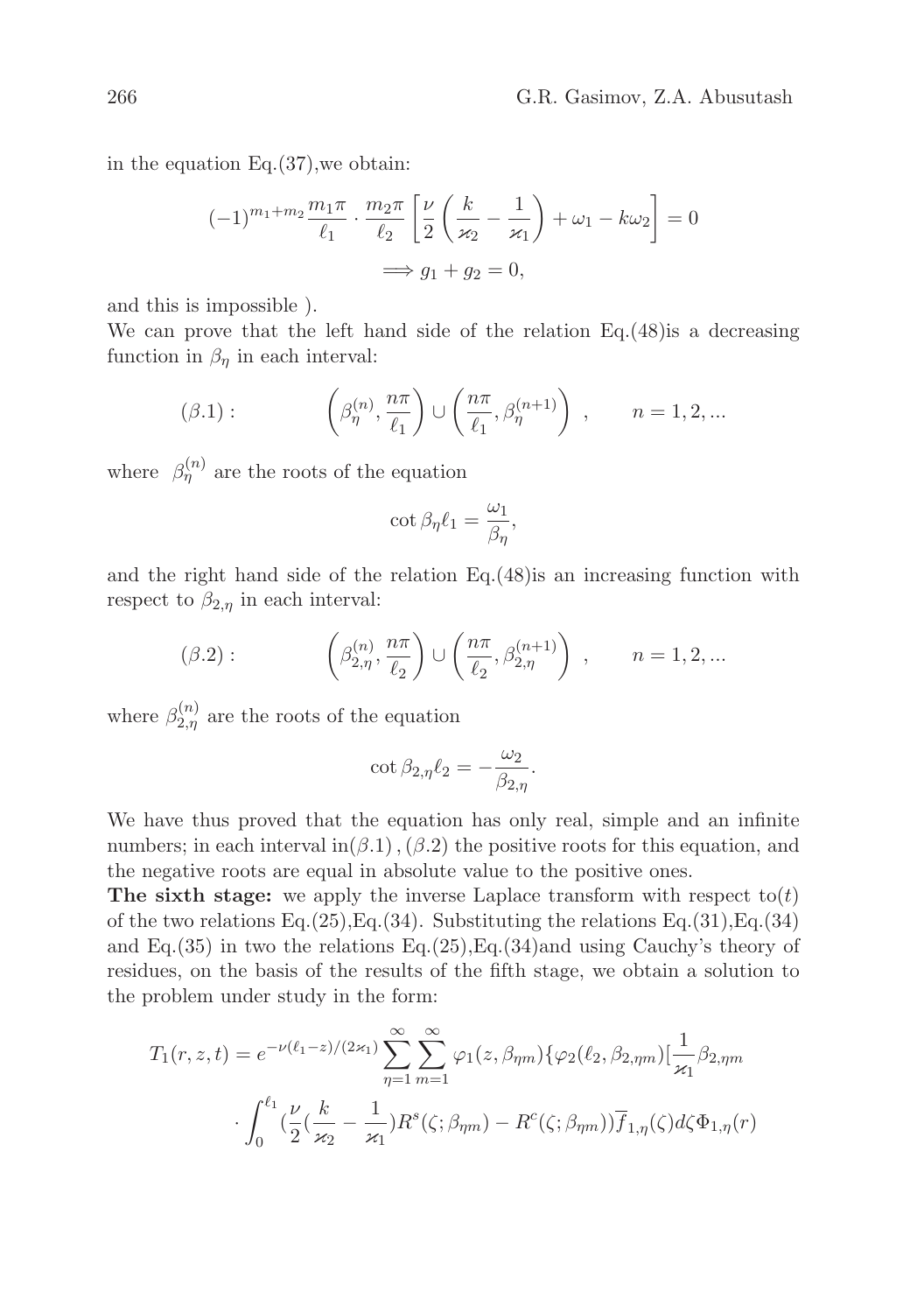in the equation Eq.(37),we obtain:

$$(-1)^{m_1+m_2}\frac{m_1\pi}{\ell_1}\cdot\frac{m_2\pi}{\ell_2}\left[\frac{\nu}{2}\left(\frac{k}{\varkappa_2}-\frac{1}{\varkappa_1}\right)+\omega_1-k\omega_2\right]=0$$

$$\Longrightarrow g_1+g_2=0,$$

and this is impossible ).

We can prove that the left hand side of the relation Eq.(48)is a decreasing function in $\beta_\eta$ in each interval:

$$(\beta.1):\qquad \left(\beta_\eta^{(n)},\frac{n\pi}{\ell_1}\right)\cup\left(\frac{n\pi}{\ell_1},\beta_\eta^{(n+1)}\right)\ ,\qquad n=1,2,...$$

where $\beta_\eta^{(n)}$ are the roots of the equation

$$\cot\beta_\eta\ell_1=\frac{\omega_1}{\beta_\eta},$$

and the right hand side of the relation Eq.(48)is an increasing function with respect to $\beta_{2,\eta}$ in each interval:

$$(\beta.2):\qquad \left(\beta_{2,\eta}^{(n)},\frac{n\pi}{\ell_2}\right)\cup\left(\frac{n\pi}{\ell_2},\beta_{2,\eta}^{(n+1)}\right)\ ,\qquad n=1,2,...$$

where $\beta_{2,\eta}^{(n)}$ are the roots of the equation

$$\cot\beta_{2,\eta}\ell_2=-\frac{\omega_2}{\beta_{2,\eta}}.$$

We have thus proved that the equation has only real, simple and an infinite numbers; in each interval in$(\beta.1)\,,(\beta.2)$ the positive roots for this equation, and the negative roots are equal in absolute value to the positive ones.

**The sixth stage:** we apply the inverse Laplace transform with respect to$(t)$ of the two relations Eq.(25),Eq.(34). Substituting the relations Eq.(31),Eq.(34) and Eq.(35) in two the relations Eq.(25),Eq.(34)and using Cauchy's theory of residues, on the basis of the results of the fifth stage, we obtain a solution to the problem under study in the form:

$$T_1(r,z,t)=e^{-\nu(\ell_1-z)/(2\varkappa_1)}\sum_{\eta=1}^{\infty}\sum_{m=1}^{\infty}\varphi_1(z,\beta_{\eta m})\{\varphi_2(\ell_2,\beta_{2,\eta m})[\frac{1}{\varkappa_1}\beta_{2,\eta m}$$

$$\cdot\int_0^{\ell_1}(\frac{\nu}{2}(\frac{k}{\varkappa_2}-\frac{1}{\varkappa_1})R^s(\zeta;\beta_{\eta m})-R^c(\zeta;\beta_{\eta m}))\overline{f}_{1,\eta}(\zeta)d\zeta\Phi_{1,\eta}(r)$$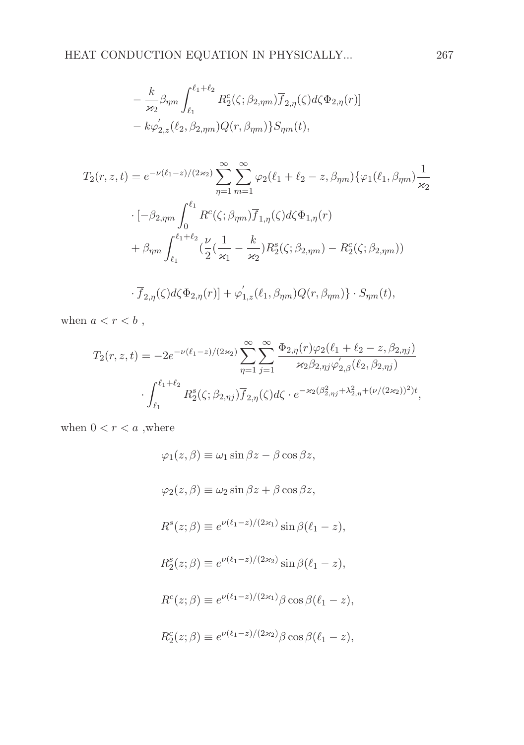$$
\begin{aligned}
&- \frac{k}{\varkappa_2}\beta_{\eta m}\int_{\ell_1}^{\ell_1+\ell_2} R_2^c(\zeta;\beta_{2,\eta m})\overline{f}_{2,\eta}(\zeta)d\zeta\Phi_{2,\eta}(r)] \\
&- k\varphi_{2,z}^{'}(\ell_2,\beta_{2,\eta m})Q(r,\beta_{\eta m})\}S_{\eta m}(t),
\end{aligned}
$$

$$
\begin{aligned}
T_2(r,z,t) &= e^{-\nu(\ell_1-z)/(2\varkappa_2)}\sum_{\eta=1}^{\infty}\sum_{m=1}^{\infty}\varphi_2(\ell_1+\ell_2-z,\beta_{\eta m})\{\varphi_1(\ell_1,\beta_{\eta m})\frac{1}{\varkappa_2} \\
&\cdot [-\beta_{2,\eta m}\int_0^{\ell_1} R^c(\zeta;\beta_{\eta m})\overline{f}_{1,\eta}(\zeta)d\zeta\Phi_{1,\eta}(r) \\
&+ \beta_{\eta m}\int_{\ell_1}^{\ell_1+\ell_2}(\frac{\nu}{2}(\frac{1}{\varkappa_1}-\frac{k}{\varkappa_2})R_2^s(\zeta;\beta_{2,\eta m}) - R_2^c(\zeta;\beta_{2,\eta m})) \\
&\cdot \overline{f}_{2,\eta}(\zeta)d\zeta\Phi_{2,\eta}(r)] + \varphi_{1,z}^{'}(\ell_1,\beta_{\eta m})Q(r,\beta_{\eta m})\}\cdot S_{\eta m}(t),
\end{aligned}
$$

when $a < r < b$ ,

$$
\begin{aligned}
T_2(r,z,t) &= -2e^{-\nu(\ell_1-z)/(2\varkappa_2)}\sum_{\eta=1}^{\infty}\sum_{j=1}^{\infty}\frac{\Phi_{2,\eta}(r)\varphi_2(\ell_1+\ell_2-z,\beta_{2,\eta j})}{\varkappa_2\beta_{2,\eta j}\varphi_{2,\beta}^{'}(\ell_2,\beta_{2,\eta j})} \\
&\cdot \int_{\ell_1}^{\ell_1+\ell_2} R_2^s(\zeta;\beta_{2,\eta j})\overline{f}_{2,\eta}(\zeta)d\zeta \cdot e^{-\varkappa_2(\beta_{2,\eta j}^2+\lambda_{2,\eta}^2+(\nu/(2\varkappa_2))^2)t},
\end{aligned}
$$

when $0 < r < a$ ,where

$$\varphi_1(z,\beta) \equiv \omega_1 \sin\beta z - \beta\cos\beta z,$$

$$\varphi_2(z,\beta) \equiv \omega_2 \sin\beta z + \beta\cos\beta z,$$

$$R^s(z;\beta) \equiv e^{\nu(\ell_1-z)/(2\varkappa_1)}\sin\beta(\ell_1-z),$$

$$R_2^s(z;\beta) \equiv e^{\nu(\ell_1-z)/(2\varkappa_2)}\sin\beta(\ell_1-z),$$

$$R^c(z;\beta) \equiv e^{\nu(\ell_1-z)/(2\varkappa_1)}\beta\cos\beta(\ell_1-z),$$

$$R_2^c(z;\beta) \equiv e^{\nu(\ell_1-z)/(2\varkappa_2)}\beta\cos\beta(\ell_1-z),$$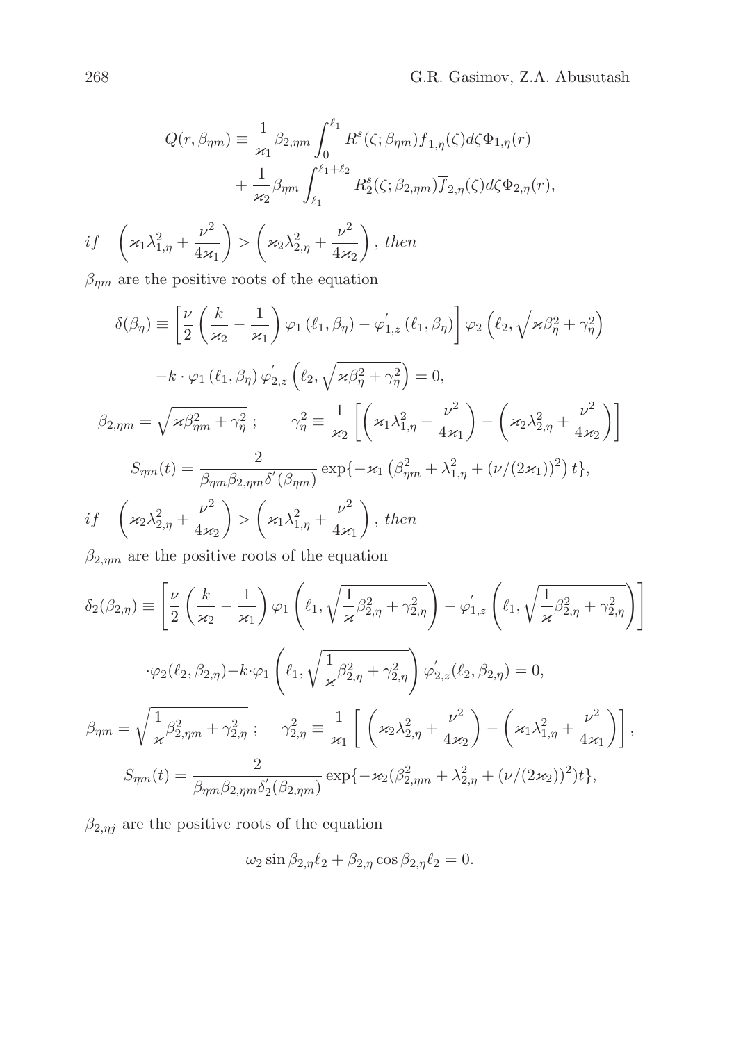$$Q(r, \beta_{\eta m}) \equiv \frac{1}{\varkappa_1} \beta_{2,\eta m} \int_0^{\ell_1} R^s(\zeta; \beta_{\eta m}) \overline{f}_{1,\eta}(\zeta) d\zeta \Phi_{1,\eta}(r) + \frac{1}{\varkappa_2} \beta_{\eta m} \int_{\ell_1}^{\ell_1 + \ell_2} R_2^s(\zeta; \beta_{2,\eta m}) \overline{f}_{2,\eta}(\zeta) d\zeta \Phi_{2,\eta}(r),$$

*if* $\left( \varkappa_1 \lambda_{1,\eta}^2 + \dfrac{\nu^2}{4\varkappa_1} \right) > \left( \varkappa_2 \lambda_{2,\eta}^2 + \dfrac{\nu^2}{4\varkappa_2} \right)$, *then*

$\beta_{\eta m}$ are the positive roots of the equation

$$\delta(\beta_\eta) \equiv \left[ \frac{\nu}{2} \left( \frac{k}{\varkappa_2} - \frac{1}{\varkappa_1} \right) \varphi_1(\ell_1, \beta_\eta) - \varphi'_{1,z}(\ell_1, \beta_\eta) \right] \varphi_2\left(\ell_2, \sqrt{\varkappa \beta_\eta^2 + \gamma_\eta^2}\right)$$

$$-k \cdot \varphi_1(\ell_1, \beta_\eta) \varphi'_{2,z}\left(\ell_2, \sqrt{\varkappa \beta_\eta^2 + \gamma_\eta^2}\right) = 0,$$

$$\beta_{2,\eta m} = \sqrt{\varkappa \beta_{\eta m}^2 + \gamma_\eta^2}\,; \qquad \gamma_\eta^2 \equiv \frac{1}{\varkappa_2} \left[ \left( \varkappa_1 \lambda_{1,\eta}^2 + \frac{\nu^2}{4\varkappa_1} \right) - \left( \varkappa_2 \lambda_{2,\eta}^2 + \frac{\nu^2}{4\varkappa_2} \right) \right]$$

$$S_{\eta m}(t) = \frac{2}{\beta_{\eta m} \beta_{2,\eta m} \delta'(\beta_{\eta m})} \exp\{-\varkappa_1 \left(\beta_{\eta m}^2 + \lambda_{1,\eta}^2 + (\nu/(2\varkappa_1))^2\right) t\},$$

*if* $\left( \varkappa_2 \lambda_{2,\eta}^2 + \dfrac{\nu^2}{4\varkappa_2} \right) > \left( \varkappa_1 \lambda_{1,\eta}^2 + \dfrac{\nu^2}{4\varkappa_1} \right)$, *then*

$\beta_{2,\eta m}$ are the positive roots of the equation

$$\delta_2(\beta_{2,\eta}) \equiv \left[ \frac{\nu}{2} \left( \frac{k}{\varkappa_2} - \frac{1}{\varkappa_1} \right) \varphi_1\left(\ell_1, \sqrt{\frac{1}{\varkappa} \beta_{2,\eta}^2 + \gamma_{2,\eta}^2}\right) - \varphi'_{1,z}\left(\ell_1, \sqrt{\frac{1}{\varkappa} \beta_{2,\eta}^2 + \gamma_{2,\eta}^2}\right) \right]$$

$$\cdot \varphi_2(\ell_2, \beta_{2,\eta}) - k \cdot \varphi_1\left(\ell_1, \sqrt{\frac{1}{\varkappa} \beta_{2,\eta}^2 + \gamma_{2,\eta}^2}\right) \varphi'_{2,z}(\ell_2, \beta_{2,\eta}) = 0,$$

$$\beta_{\eta m} = \sqrt{\frac{1}{\varkappa} \beta_{2,\eta m}^2 + \gamma_{2,\eta}^2}\,; \qquad \gamma_{2,\eta}^2 \equiv \frac{1}{\varkappa_1} \left[ \left( \varkappa_2 \lambda_{2,\eta}^2 + \frac{\nu^2}{4\varkappa_2} \right) - \left( \varkappa_1 \lambda_{1,\eta}^2 + \frac{\nu^2}{4\varkappa_1} \right) \right],$$

$$S_{\eta m}(t) = \frac{2}{\beta_{\eta m} \beta_{2,\eta m} \delta'_2(\beta_{2,\eta m})} \exp\{-\varkappa_2 (\beta_{2,\eta m}^2 + \lambda_{2,\eta}^2 + (\nu/(2\varkappa_2))^2) t\},$$

$\beta_{2,\eta j}$ are the positive roots of the equation

$$\omega_2 \sin \beta_{2,\eta} \ell_2 + \beta_{2,\eta} \cos \beta_{2,\eta} \ell_2 = 0.$$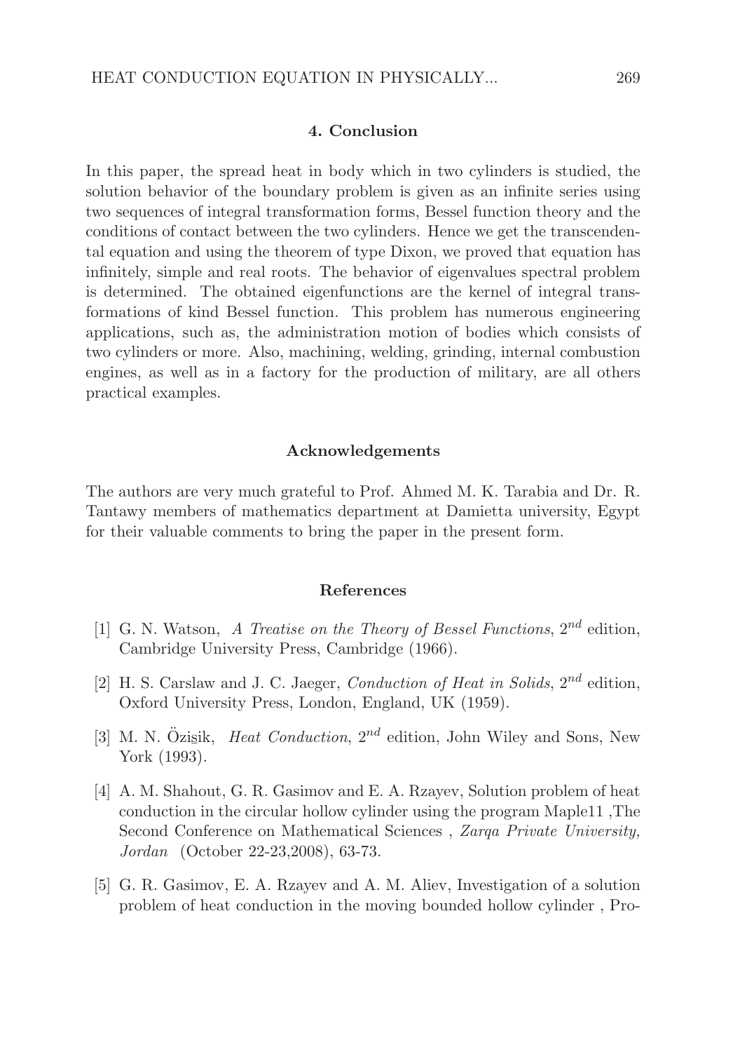## 4. Conclusion

In this paper, the spread heat in body which in two cylinders is studied, the solution behavior of the boundary problem is given as an infinite series using two sequences of integral transformation forms, Bessel function theory and the conditions of contact between the two cylinders. Hence we get the transcendental equation and using the theorem of type Dixon, we proved that equation has infinitely, simple and real roots. The behavior of eigenvalues spectral problem is determined. The obtained eigenfunctions are the kernel of integral transformations of kind Bessel function. This problem has numerous engineering applications, such as, the administration motion of bodies which consists of two cylinders or more. Also, machining, welding, grinding, internal combustion engines, as well as in a factory for the production of military, are all others practical examples.

## Acknowledgements

The authors are very much grateful to Prof. Ahmed M. K. Tarabia and Dr. R. Tantawy members of mathematics department at Damietta university, Egypt for their valuable comments to bring the paper in the present form.

## References

[1] G. N. Watson, *A Treatise on the Theory of Bessel Functions*, $2^{nd}$ edition, Cambridge University Press, Cambridge (1966).

[2] H. S. Carslaw and J. C. Jaeger, *Conduction of Heat in Solids*, $2^{nd}$ edition, Oxford University Press, London, England, UK (1959).

[3] M. N. Özişik, *Heat Conduction*, $2^{nd}$ edition, John Wiley and Sons, New York (1993).

[4] A. M. Shahout, G. R. Gasimov and E. A. Rzayev, Solution problem of heat conduction in the circular hollow cylinder using the program Maple11 ,The Second Conference on Mathematical Sciences , *Zarqa Private University, Jordan* (October 22-23,2008), 63-73.

[5] G. R. Gasimov, E. A. Rzayev and A. M. Aliev, Investigation of a solution problem of heat conduction in the moving bounded hollow cylinder , Pro-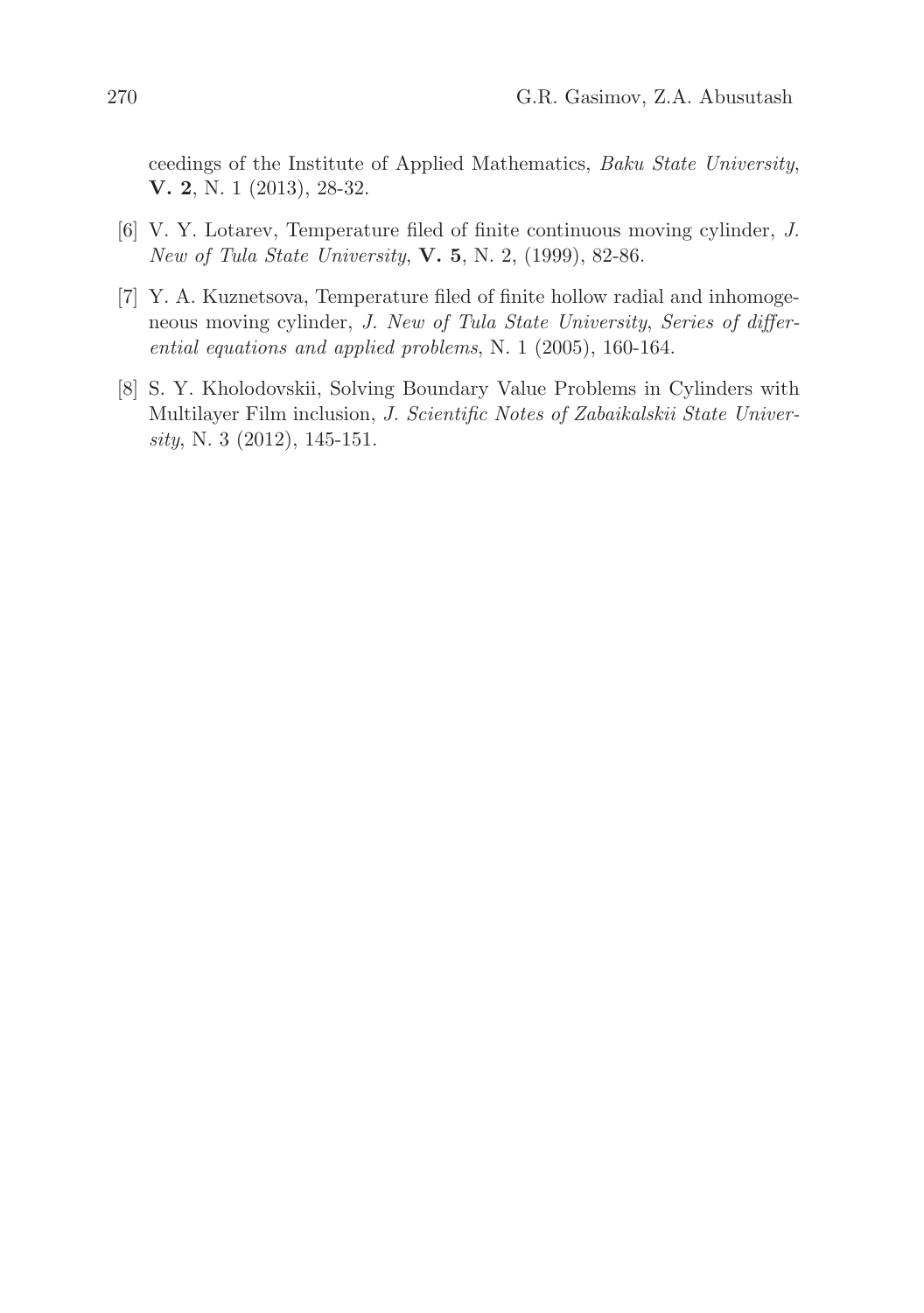ceedings of the Institute of Applied Mathematics, *Baku State University*, **V. 2**, N. 1 (2013), 28-32.

[6] V. Y. Lotarev, Temperature filed of finite continuous moving cylinder, *J. New of Tula State University*, **V. 5**, N. 2, (1999), 82-86.

[7] Y. A. Kuznetsova, Temperature filed of finite hollow radial and inhomogeneous moving cylinder, *J. New of Tula State University*, *Series of differential equations and applied problems*, N. 1 (2005), 160-164.

[8] S. Y. Kholodovskii, Solving Boundary Value Problems in Cylinders with Multilayer Film inclusion, *J. Scientific Notes of Zabaikalskii State University*, N. 3 (2012), 145-151.